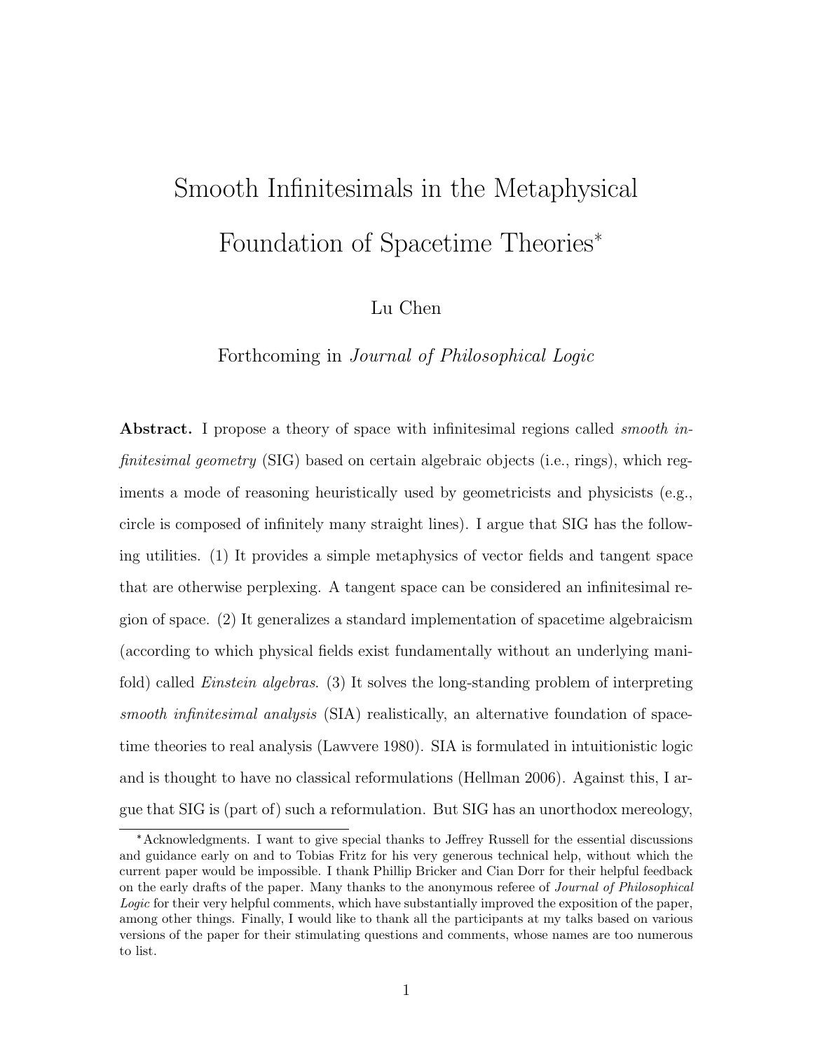# Smooth Infinitesimals in the Metaphysical Foundation of Spacetime Theories*

Lu Chen

Forthcoming in *Journal of Philosophical Logic*

**Abstract.** I propose a theory of space with infinitesimal regions called *smooth infinitesimal geometry* (SIG) based on certain algebraic objects (i.e., rings), which regiments a mode of reasoning heuristically used by geometricists and physicists (e.g., circle is composed of infinitely many straight lines). I argue that SIG has the following utilities. (1) It provides a simple metaphysics of vector fields and tangent space that are otherwise perplexing. A tangent space can be considered an infinitesimal region of space. (2) It generalizes a standard implementation of spacetime algebraicism (according to which physical fields exist fundamentally without an underlying manifold) called *Einstein algebras*. (3) It solves the long-standing problem of interpreting *smooth infinitesimal analysis* (SIA) realistically, an alternative foundation of spacetime theories to real analysis (Lawvere 1980). SIA is formulated in intuitionistic logic and is thought to have no classical reformulations (Hellman 2006). Against this, I argue that SIG is (part of) such a reformulation. But SIG has an unorthodox mereology,

*Acknowledgments. I want to give special thanks to Jeffrey Russell for the essential discussions and guidance early on and to Tobias Fritz for his very generous technical help, without which the current paper would be impossible. I thank Phillip Bricker and Cian Dorr for their helpful feedback on the early drafts of the paper. Many thanks to the anonymous referee of *Journal of Philosophical Logic* for their very helpful comments, which have substantially improved the exposition of the paper, among other things. Finally, I would like to thank all the participants at my talks based on various versions of the paper for their stimulating questions and comments, whose names are too numerous to list.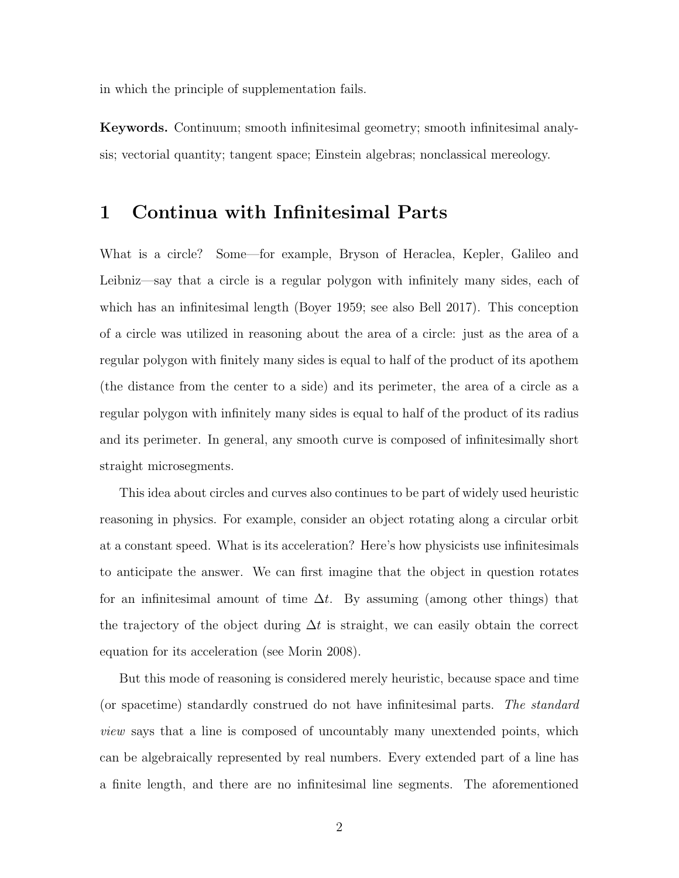in which the principle of supplementation fails.

**Keywords.** Continuum; smooth infinitesimal geometry; smooth infinitesimal analysis; vectorial quantity; tangent space; Einstein algebras; nonclassical mereology.

# 1 Continua with Infinitesimal Parts

What is a circle? Some—for example, Bryson of Heraclea, Kepler, Galileo and Leibniz—say that a circle is a regular polygon with infinitely many sides, each of which has an infinitesimal length (Boyer 1959; see also Bell 2017). This conception of a circle was utilized in reasoning about the area of a circle: just as the area of a regular polygon with finitely many sides is equal to half of the product of its apothem (the distance from the center to a side) and its perimeter, the area of a circle as a regular polygon with infinitely many sides is equal to half of the product of its radius and its perimeter. In general, any smooth curve is composed of infinitesimally short straight microsegments.

This idea about circles and curves also continues to be part of widely used heuristic reasoning in physics. For example, consider an object rotating along a circular orbit at a constant speed. What is its acceleration? Here's how physicists use infinitesimals to anticipate the answer. We can first imagine that the object in question rotates for an infinitesimal amount of time $\Delta t$. By assuming (among other things) that the trajectory of the object during $\Delta t$ is straight, we can easily obtain the correct equation for its acceleration (see Morin 2008).

But this mode of reasoning is considered merely heuristic, because space and time (or spacetime) standardly construed do not have infinitesimal parts. *The standard view* says that a line is composed of uncountably many unextended points, which can be algebraically represented by real numbers. Every extended part of a line has a finite length, and there are no infinitesimal line segments. The aforementioned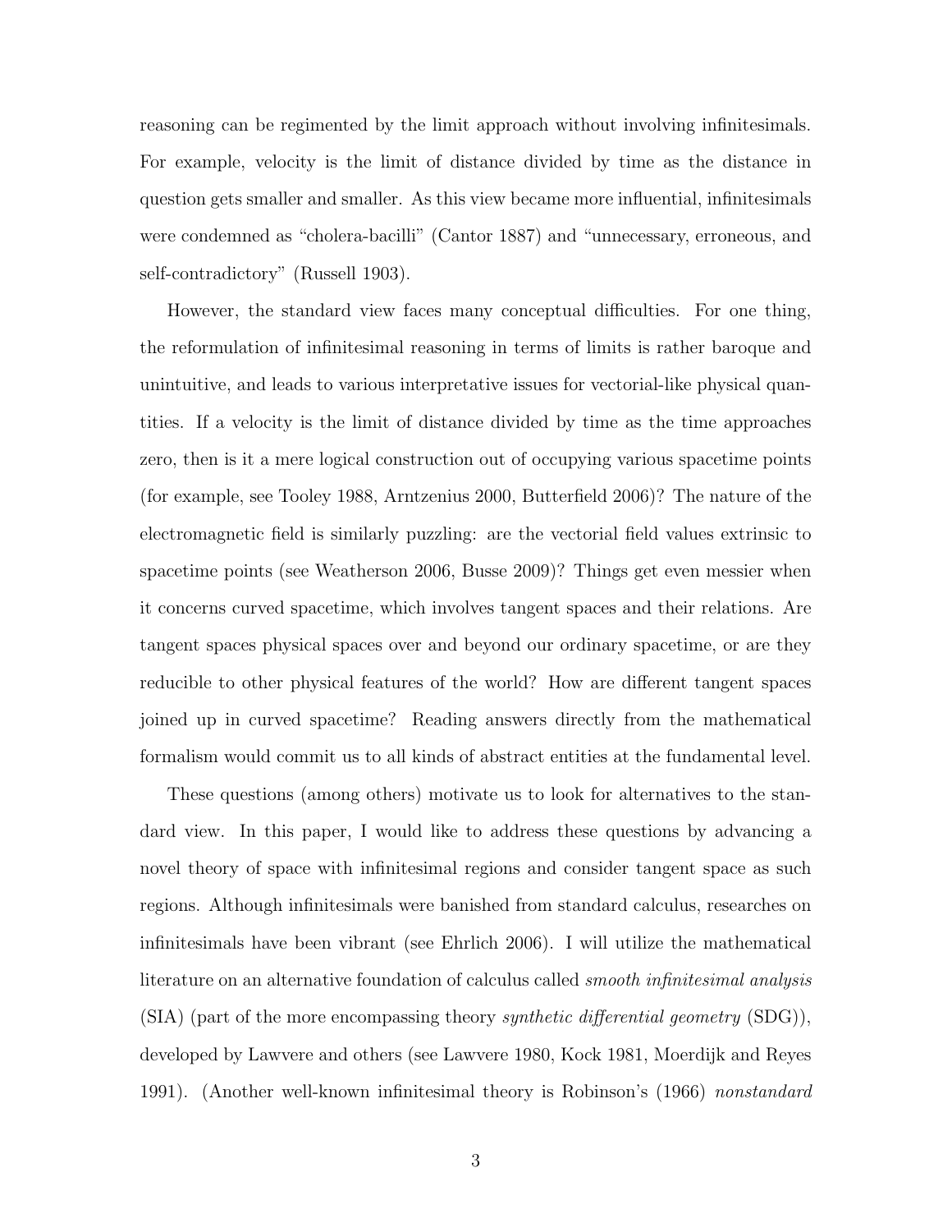reasoning can be regimented by the limit approach without involving infinitesimals. For example, velocity is the limit of distance divided by time as the distance in question gets smaller and smaller. As this view became more influential, infinitesimals were condemned as "cholera-bacilli" (Cantor 1887) and "unnecessary, erroneous, and self-contradictory" (Russell 1903).

However, the standard view faces many conceptual difficulties. For one thing, the reformulation of infinitesimal reasoning in terms of limits is rather baroque and unintuitive, and leads to various interpretative issues for vectorial-like physical quantities. If a velocity is the limit of distance divided by time as the time approaches zero, then is it a mere logical construction out of occupying various spacetime points (for example, see Tooley 1988, Arntzenius 2000, Butterfield 2006)? The nature of the electromagnetic field is similarly puzzling: are the vectorial field values extrinsic to spacetime points (see Weatherson 2006, Busse 2009)? Things get even messier when it concerns curved spacetime, which involves tangent spaces and their relations. Are tangent spaces physical spaces over and beyond our ordinary spacetime, or are they reducible to other physical features of the world? How are different tangent spaces joined up in curved spacetime? Reading answers directly from the mathematical formalism would commit us to all kinds of abstract entities at the fundamental level.

These questions (among others) motivate us to look for alternatives to the standard view. In this paper, I would like to address these questions by advancing a novel theory of space with infinitesimal regions and consider tangent space as such regions. Although infinitesimals were banished from standard calculus, researches on infinitesimals have been vibrant (see Ehrlich 2006). I will utilize the mathematical literature on an alternative foundation of calculus called *smooth infinitesimal analysis* (SIA) (part of the more encompassing theory *synthetic differential geometry* (SDG)), developed by Lawvere and others (see Lawvere 1980, Kock 1981, Moerdijk and Reyes 1991). (Another well-known infinitesimal theory is Robinson's (1966) *nonstandard*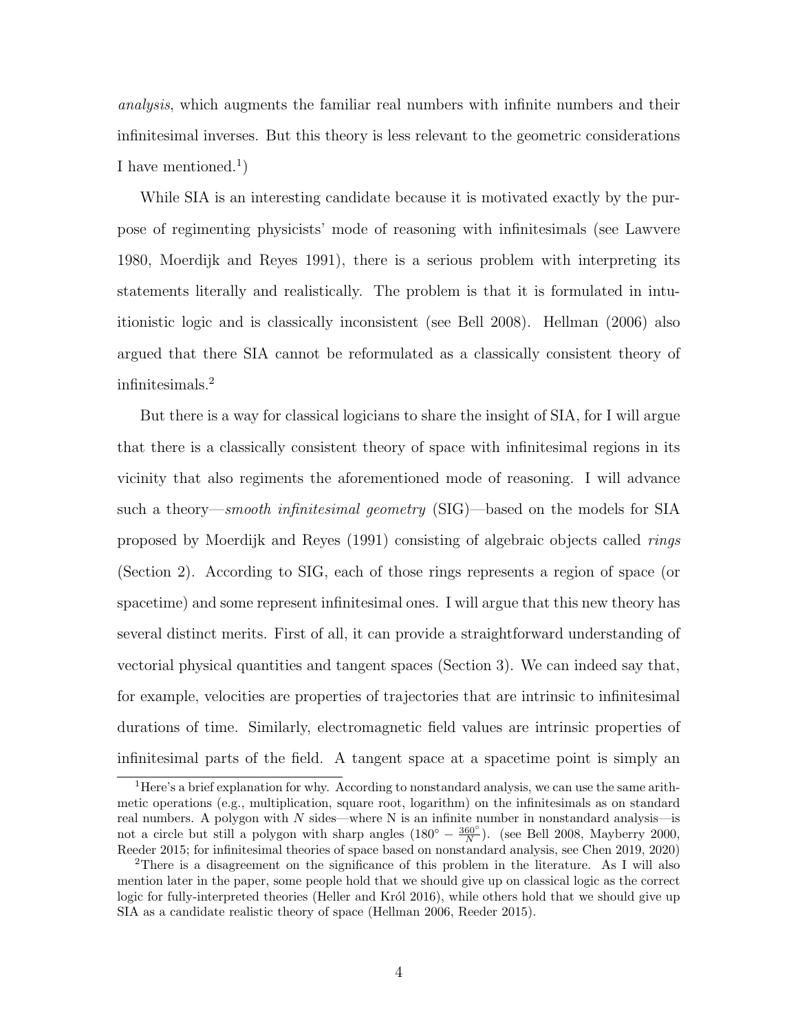*analysis*, which augments the familiar real numbers with infinite numbers and their infinitesimal inverses. But this theory is less relevant to the geometric considerations I have mentioned.[1])

While SIA is an interesting candidate because it is motivated exactly by the purpose of regimenting physicists' mode of reasoning with infinitesimals (see Lawvere 1980, Moerdijk and Reyes 1991), there is a serious problem with interpreting its statements literally and realistically. The problem is that it is formulated in intuitionistic logic and is classically inconsistent (see Bell 2008). Hellman (2006) also argued that there SIA cannot be reformulated as a classically consistent theory of infinitesimals.[2]

But there is a way for classical logicians to share the insight of SIA, for I will argue that there is a classically consistent theory of space with infinitesimal regions in its vicinity that also regiments the aforementioned mode of reasoning. I will advance such a theory—*smooth infinitesimal geometry* (SIG)—based on the models for SIA proposed by Moerdijk and Reyes (1991) consisting of algebraic objects called *rings* (Section 2). According to SIG, each of those rings represents a region of space (or spacetime) and some represent infinitesimal ones. I will argue that this new theory has several distinct merits. First of all, it can provide a straightforward understanding of vectorial physical quantities and tangent spaces (Section 3). We can indeed say that, for example, velocities are properties of trajectories that are intrinsic to infinitesimal durations of time. Similarly, electromagnetic field values are intrinsic properties of infinitesimal parts of the field. A tangent space at a spacetime point is simply an

[1] Here's a brief explanation for why. According to nonstandard analysis, we can use the same arithmetic operations (e.g., multiplication, square root, logarithm) on the infinitesimals as on standard real numbers. A polygon with $N$ sides—where N is an infinite number in nonstandard analysis—is not a circle but still a polygon with sharp angles ($180^\circ - \frac{360^\circ}{N}$). (see Bell 2008, Mayberry 2000, Reeder 2015; for infinitesimal theories of space based on nonstandard analysis, see Chen 2019, 2020)

[2] There is a disagreement on the significance of this problem in the literature. As I will also mention later in the paper, some people hold that we should give up on classical logic as the correct logic for fully-interpreted theories (Heller and Król 2016), while others hold that we should give up SIA as a candidate realistic theory of space (Hellman 2006, Reeder 2015).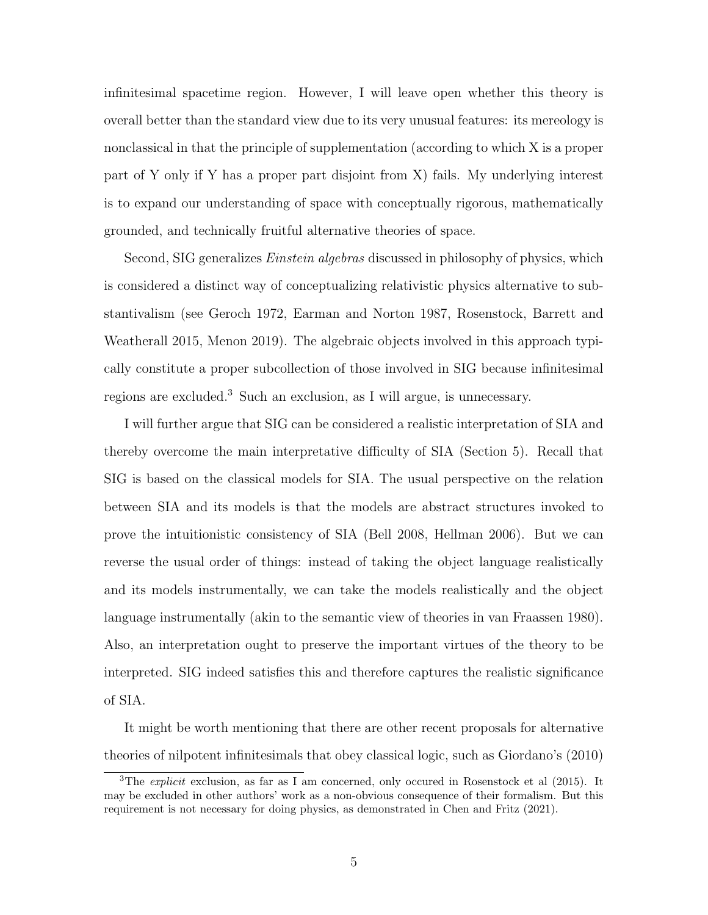infinitesimal spacetime region. However, I will leave open whether this theory is overall better than the standard view due to its very unusual features: its mereology is nonclassical in that the principle of supplementation (according to which X is a proper part of Y only if Y has a proper part disjoint from X) fails. My underlying interest is to expand our understanding of space with conceptually rigorous, mathematically grounded, and technically fruitful alternative theories of space.

Second, SIG generalizes *Einstein algebras* discussed in philosophy of physics, which is considered a distinct way of conceptualizing relativistic physics alternative to substantivalism (see Geroch 1972, Earman and Norton 1987, Rosenstock, Barrett and Weatherall 2015, Menon 2019). The algebraic objects involved in this approach typically constitute a proper subcollection of those involved in SIG because infinitesimal regions are excluded.[3] Such an exclusion, as I will argue, is unnecessary.

I will further argue that SIG can be considered a realistic interpretation of SIA and thereby overcome the main interpretative difficulty of SIA (Section 5). Recall that SIG is based on the classical models for SIA. The usual perspective on the relation between SIA and its models is that the models are abstract structures invoked to prove the intuitionistic consistency of SIA (Bell 2008, Hellman 2006). But we can reverse the usual order of things: instead of taking the object language realistically and its models instrumentally, we can take the models realistically and the object language instrumentally (akin to the semantic view of theories in van Fraassen 1980). Also, an interpretation ought to preserve the important virtues of the theory to be interpreted. SIG indeed satisfies this and therefore captures the realistic significance of SIA.

It might be worth mentioning that there are other recent proposals for alternative theories of nilpotent infinitesimals that obey classical logic, such as Giordano's (2010)

---

[3] The *explicit* exclusion, as far as I am concerned, only occured in Rosenstock et al (2015). It may be excluded in other authors' work as a non-obvious consequence of their formalism. But this requirement is not necessary for doing physics, as demonstrated in Chen and Fritz (2021).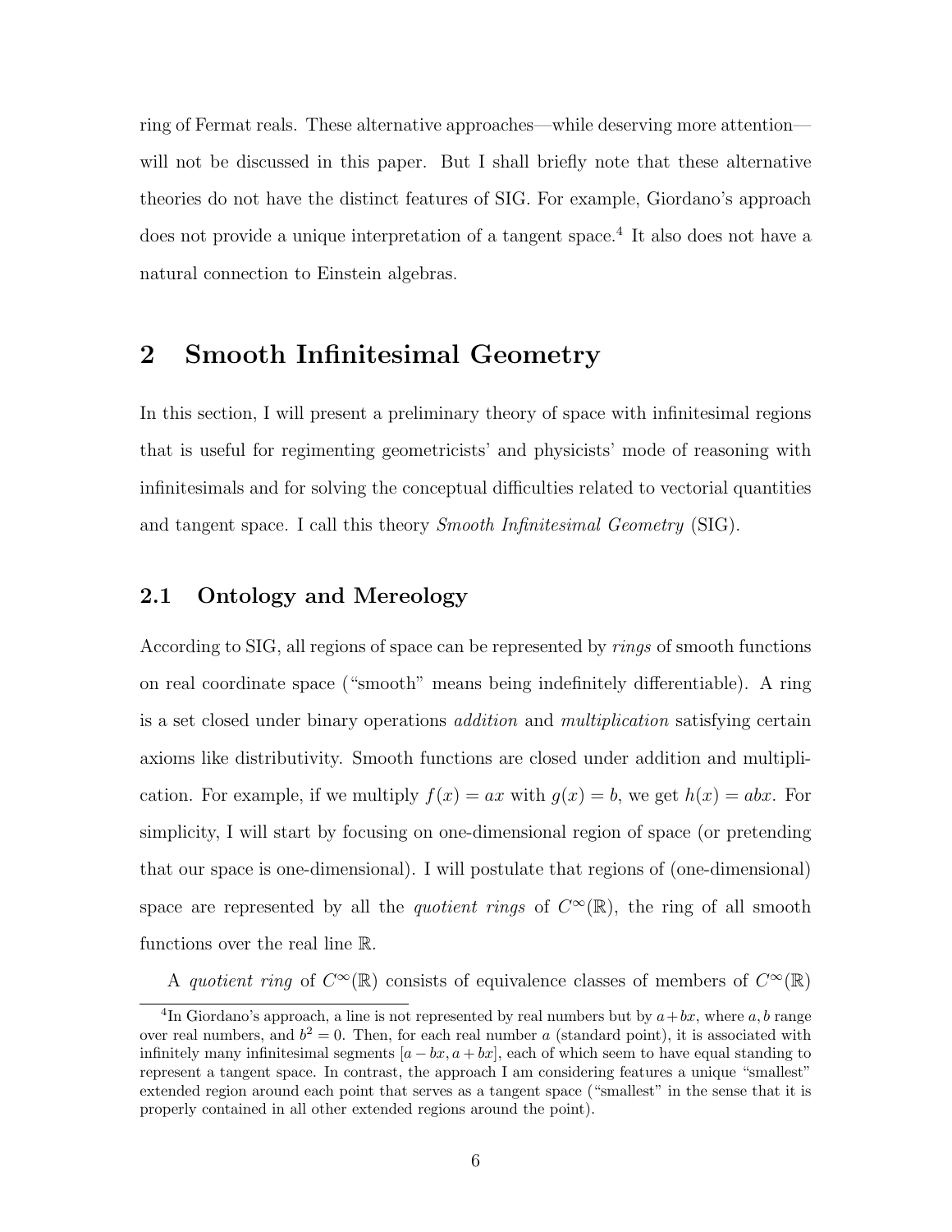ring of Fermat reals. These alternative approaches—while deserving more attention—will not be discussed in this paper. But I shall briefly note that these alternative theories do not have the distinct features of SIG. For example, Giordano's approach does not provide a unique interpretation of a tangent space.[4] It also does not have a natural connection to Einstein algebras.

# 2 Smooth Infinitesimal Geometry

In this section, I will present a preliminary theory of space with infinitesimal regions that is useful for regimenting geometricists' and physicists' mode of reasoning with infinitesimals and for solving the conceptual difficulties related to vectorial quantities and tangent space. I call this theory *Smooth Infinitesimal Geometry* (SIG).

## 2.1 Ontology and Mereology

According to SIG, all regions of space can be represented by *rings* of smooth functions on real coordinate space ("smooth" means being indefinitely differentiable). A ring is a set closed under binary operations *addition* and *multiplication* satisfying certain axioms like distributivity. Smooth functions are closed under addition and multiplication. For example, if we multiply $f(x) = ax$ with $g(x) = b$, we get $h(x) = abx$. For simplicity, I will start by focusing on one-dimensional region of space (or pretending that our space is one-dimensional). I will postulate that regions of (one-dimensional) space are represented by all the *quotient rings* of $C^\infty(\mathbb{R})$, the ring of all smooth functions over the real line $\mathbb{R}$.

A *quotient ring* of $C^\infty(\mathbb{R})$ consists of equivalence classes of members of $C^\infty(\mathbb{R})$

[4] In Giordano's approach, a line is not represented by real numbers but by $a + bx$, where $a, b$ range over real numbers, and $b^2 = 0$. Then, for each real number $a$ (standard point), it is associated with infinitely many infinitesimal segments $[a - bx, a + bx]$, each of which seem to have equal standing to represent a tangent space. In contrast, the approach I am considering features a unique "smallest" extended region around each point that serves as a tangent space ("smallest" in the sense that it is properly contained in all other extended regions around the point).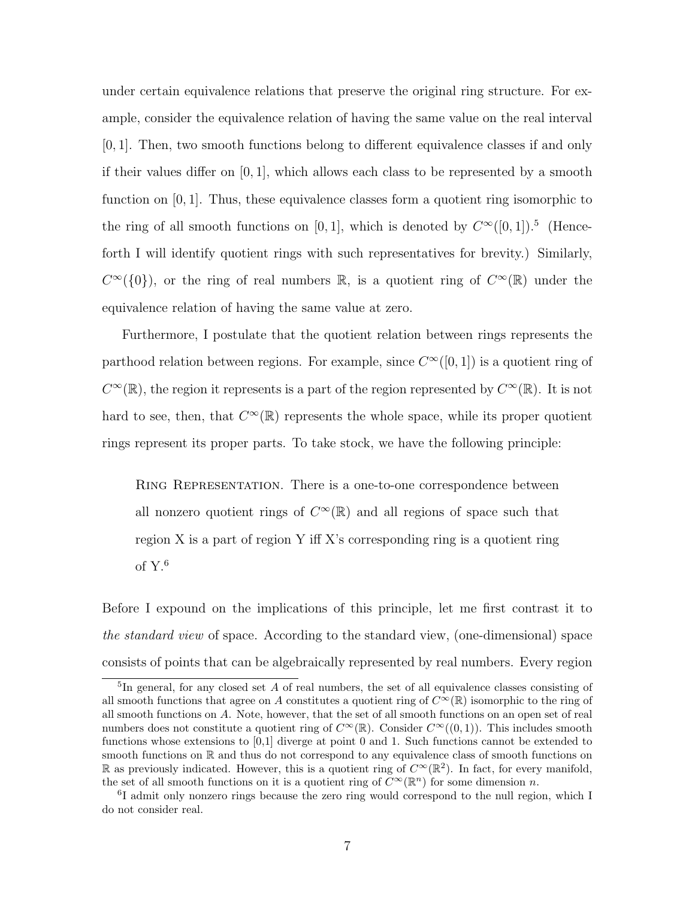under certain equivalence relations that preserve the original ring structure. For example, consider the equivalence relation of having the same value on the real interval $[0, 1]$. Then, two smooth functions belong to different equivalence classes if and only if their values differ on $[0, 1]$, which allows each class to be represented by a smooth function on $[0, 1]$. Thus, these equivalence classes form a quotient ring isomorphic to the ring of all smooth functions on $[0, 1]$, which is denoted by $C^\infty([0, 1])$.[5] (Henceforth I will identify quotient rings with such representatives for brevity.) Similarly, $C^\infty(\{0\})$, or the ring of real numbers $\mathbb{R}$, is a quotient ring of $C^\infty(\mathbb{R})$ under the equivalence relation of having the same value at zero.

Furthermore, I postulate that the quotient relation between rings represents the parthood relation between regions. For example, since $C^\infty([0, 1])$ is a quotient ring of $C^\infty(\mathbb{R})$, the region it represents is a part of the region represented by $C^\infty(\mathbb{R})$. It is not hard to see, then, that $C^\infty(\mathbb{R})$ represents the whole space, while its proper quotient rings represent its proper parts. To take stock, we have the following principle:

> Ring Representation. There is a one-to-one correspondence between all nonzero quotient rings of $C^\infty(\mathbb{R})$ and all regions of space such that region X is a part of region Y iff X's corresponding ring is a quotient ring of Y.[6]

Before I expound on the implications of this principle, let me first contrast it to *the standard view* of space. According to the standard view, (one-dimensional) space consists of points that can be algebraically represented by real numbers. Every region

---

[5] In general, for any closed set $A$ of real numbers, the set of all equivalence classes consisting of all smooth functions that agree on $A$ constitutes a quotient ring of $C^\infty(\mathbb{R})$ isomorphic to the ring of all smooth functions on $A$. Note, however, that the set of all smooth functions on an open set of real numbers does not constitute a quotient ring of $C^\infty(\mathbb{R})$. Consider $C^\infty((0, 1))$. This includes smooth functions whose extensions to [0,1] diverge at point 0 and 1. Such functions cannot be extended to smooth functions on $\mathbb{R}$ and thus do not correspond to any equivalence class of smooth functions on $\mathbb{R}$ as previously indicated. However, this is a quotient ring of $C^\infty(\mathbb{R}^2)$. In fact, for every manifold, the set of all smooth functions on it is a quotient ring of $C^\infty(\mathbb{R}^n)$ for some dimension $n$.

[6] I admit only nonzero rings because the zero ring would correspond to the null region, which I do not consider real.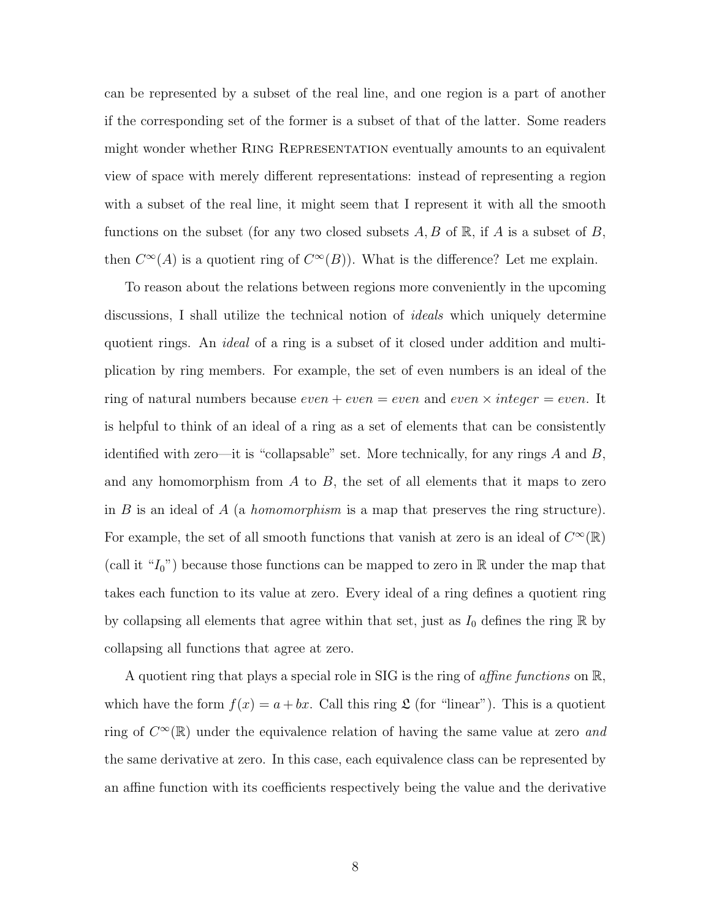can be represented by a subset of the real line, and one region is a part of another if the corresponding set of the former is a subset of that of the latter. Some readers might wonder whether Ring Representation eventually amounts to an equivalent view of space with merely different representations: instead of representing a region with a subset of the real line, it might seem that I represent it with all the smooth functions on the subset (for any two closed subsets $A, B$ of $\mathbb{R}$, if $A$ is a subset of $B$, then $C^\infty(A)$ is a quotient ring of $C^\infty(B)$). What is the difference? Let me explain.

To reason about the relations between regions more conveniently in the upcoming discussions, I shall utilize the technical notion of *ideals* which uniquely determine quotient rings. An *ideal* of a ring is a subset of it closed under addition and multiplication by ring members. For example, the set of even numbers is an ideal of the ring of natural numbers because $even + even = even$ and $even \times integer = even$. It is helpful to think of an ideal of a ring as a set of elements that can be consistently identified with zero—it is "collapsable" set. More technically, for any rings $A$ and $B$, and any homomorphism from $A$ to $B$, the set of all elements that it maps to zero in $B$ is an ideal of $A$ (a *homomorphism* is a map that preserves the ring structure). For example, the set of all smooth functions that vanish at zero is an ideal of $C^\infty(\mathbb{R})$ (call it "$I_0$") because those functions can be mapped to zero in $\mathbb{R}$ under the map that takes each function to its value at zero. Every ideal of a ring defines a quotient ring by collapsing all elements that agree within that set, just as $I_0$ defines the ring $\mathbb{R}$ by collapsing all functions that agree at zero.

A quotient ring that plays a special role in SIG is the ring of *affine functions* on $\mathbb{R}$, which have the form $f(x) = a + bx$. Call this ring $\mathfrak{L}$ (for "linear"). This is a quotient ring of $C^\infty(\mathbb{R})$ under the equivalence relation of having the same value at zero *and* the same derivative at zero. In this case, each equivalence class can be represented by an affine function with its coefficients respectively being the value and the derivative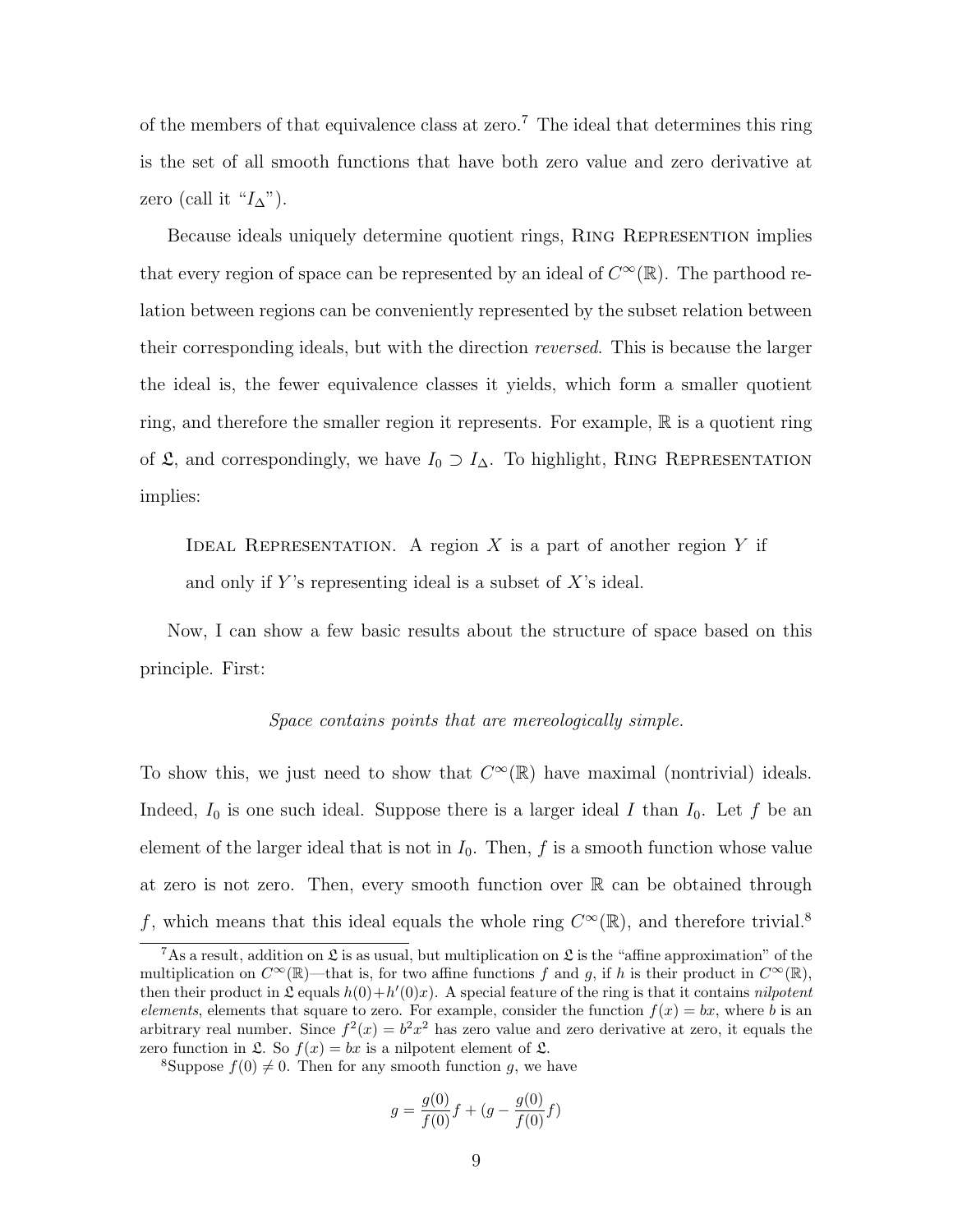of the members of that equivalence class at zero.[7] The ideal that determines this ring is the set of all smooth functions that have both zero value and zero derivative at zero (call it "$I_\Delta$").

Because ideals uniquely determine quotient rings, Ring Represention implies that every region of space can be represented by an ideal of $C^\infty(\mathbb{R})$. The parthood relation between regions can be conveniently represented by the subset relation between their corresponding ideals, but with the direction *reversed*. This is because the larger the ideal is, the fewer equivalence classes it yields, which form a smaller quotient ring, and therefore the smaller region it represents. For example, $\mathbb{R}$ is a quotient ring of $\mathfrak{L}$, and correspondingly, we have $I_0 \supset I_\Delta$. To highlight, Ring Representation implies:

> Ideal Representation. A region $X$ is a part of another region $Y$ if and only if $Y$'s representing ideal is a subset of $X$'s ideal.

Now, I can show a few basic results about the structure of space based on this principle. First:

*Space contains points that are mereologically simple.*

To show this, we just need to show that $C^\infty(\mathbb{R})$ have maximal (nontrivial) ideals. Indeed, $I_0$ is one such ideal. Suppose there is a larger ideal $I$ than $I_0$. Let $f$ be an element of the larger ideal that is not in $I_0$. Then, $f$ is a smooth function whose value at zero is not zero. Then, every smooth function over $\mathbb{R}$ can be obtained through $f$, which means that this ideal equals the whole ring $C^\infty(\mathbb{R})$, and therefore trivial.[8]

---

[7] As a result, addition on $\mathfrak{L}$ is as usual, but multiplication on $\mathfrak{L}$ is the "affine approximation" of the multiplication on $C^\infty(\mathbb{R})$—that is, for two affine functions $f$ and $g$, if $h$ is their product in $C^\infty(\mathbb{R})$, then their product in $\mathfrak{L}$ equals $h(0)+h'(0)x$). A special feature of the ring is that it contains *nilpotent elements*, elements that square to zero. For example, consider the function $f(x) = bx$, where $b$ is an arbitrary real number. Since $f^2(x) = b^2x^2$ has zero value and zero derivative at zero, it equals the zero function in $\mathfrak{L}$. So $f(x) = bx$ is a nilpotent element of $\mathfrak{L}$.

[8] Suppose $f(0) \neq 0$. Then for any smooth function $g$, we have

$$g = \frac{g(0)}{f(0)}f + (g - \frac{g(0)}{f(0)}f)$$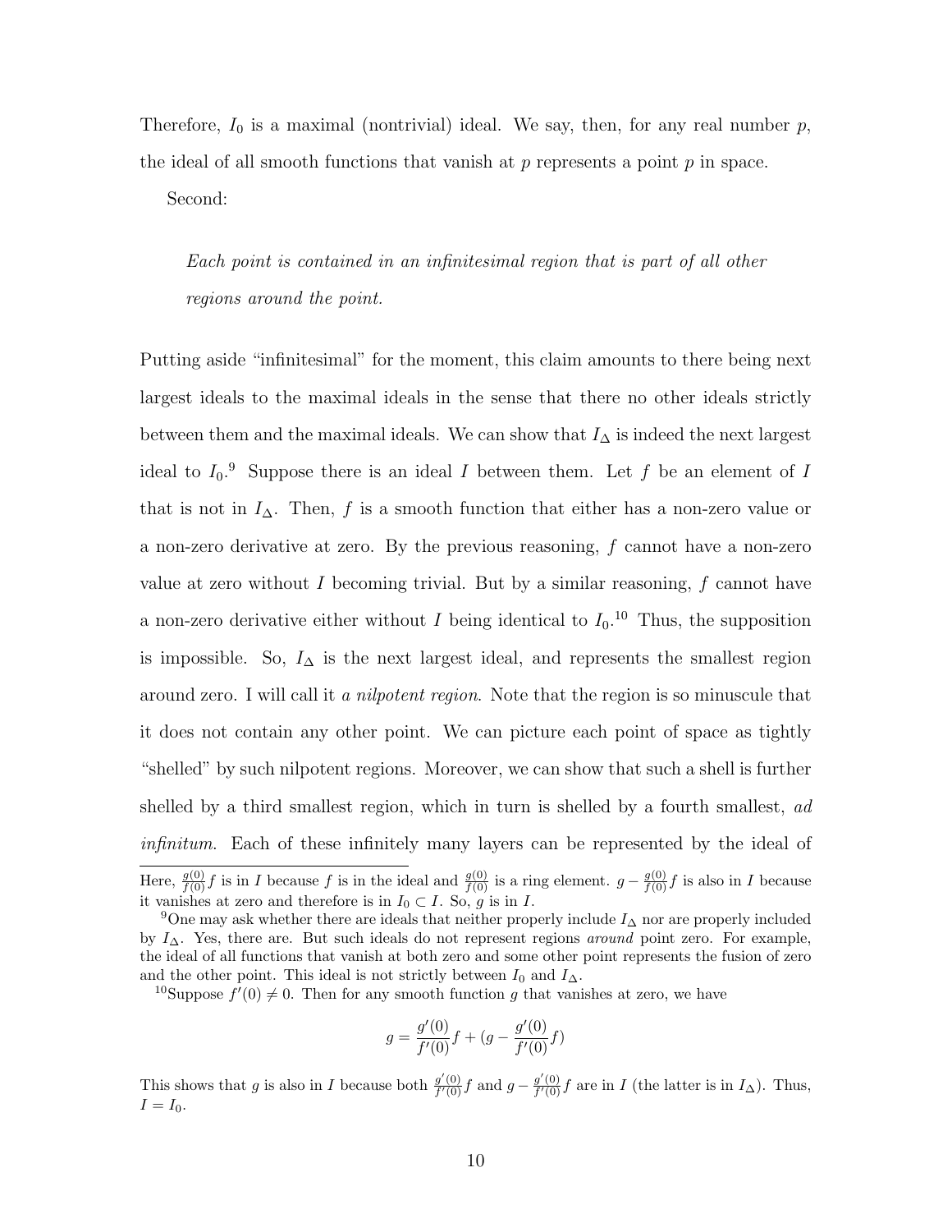Therefore, $I_0$ is a maximal (nontrivial) ideal. We say, then, for any real number $p$, the ideal of all smooth functions that vanish at $p$ represents a point $p$ in space.

Second:

> *Each point is contained in an infinitesimal region that is part of all other regions around the point.*

Putting aside "infinitesimal" for the moment, this claim amounts to there being next largest ideals to the maximal ideals in the sense that there no other ideals strictly between them and the maximal ideals. We can show that $I_\Delta$ is indeed the next largest ideal to $I_0$.[9] Suppose there is an ideal $I$ between them. Let $f$ be an element of $I$ that is not in $I_\Delta$. Then, $f$ is a smooth function that either has a non-zero value or a non-zero derivative at zero. By the previous reasoning, $f$ cannot have a non-zero value at zero without $I$ becoming trivial. But by a similar reasoning, $f$ cannot have a non-zero derivative either without $I$ being identical to $I_0$.[10] Thus, the supposition is impossible. So, $I_\Delta$ is the next largest ideal, and represents the smallest region around zero. I will call it *a nilpotent region*. Note that the region is so minuscule that it does not contain any other point. We can picture each point of space as tightly "shelled" by such nilpotent regions. Moreover, we can show that such a shell is further shelled by a third smallest region, which in turn is shelled by a fourth smallest, *ad infinitum*. Each of these infinitely many layers can be represented by the ideal of

---

Here, $\frac{g(0)}{f(0)}f$ is in $I$ because $f$ is in the ideal and $\frac{g(0)}{f(0)}$ is a ring element. $g - \frac{g(0)}{f(0)}f$ is also in $I$ because it vanishes at zero and therefore is in $I_0 \subset I$. So, $g$ is in $I$.

[9] One may ask whether there are ideals that neither properly include $I_\Delta$ nor are properly included by $I_\Delta$. Yes, there are. But such ideals do not represent regions *around* point zero. For example, the ideal of all functions that vanish at both zero and some other point represents the fusion of zero and the other point. This ideal is not strictly between $I_0$ and $I_\Delta$.

[10] Suppose $f'(0) \neq 0$. Then for any smooth function $g$ that vanishes at zero, we have

$$g = \frac{g'(0)}{f'(0)}f + \left(g - \frac{g'(0)}{f'(0)}f\right)$$

This shows that $g$ is also in $I$ because both $\frac{g'(0)}{f'(0)}f$ and $g - \frac{g'(0)}{f'(0)}f$ are in $I$ (the latter is in $I_\Delta$). Thus, $I = I_0$.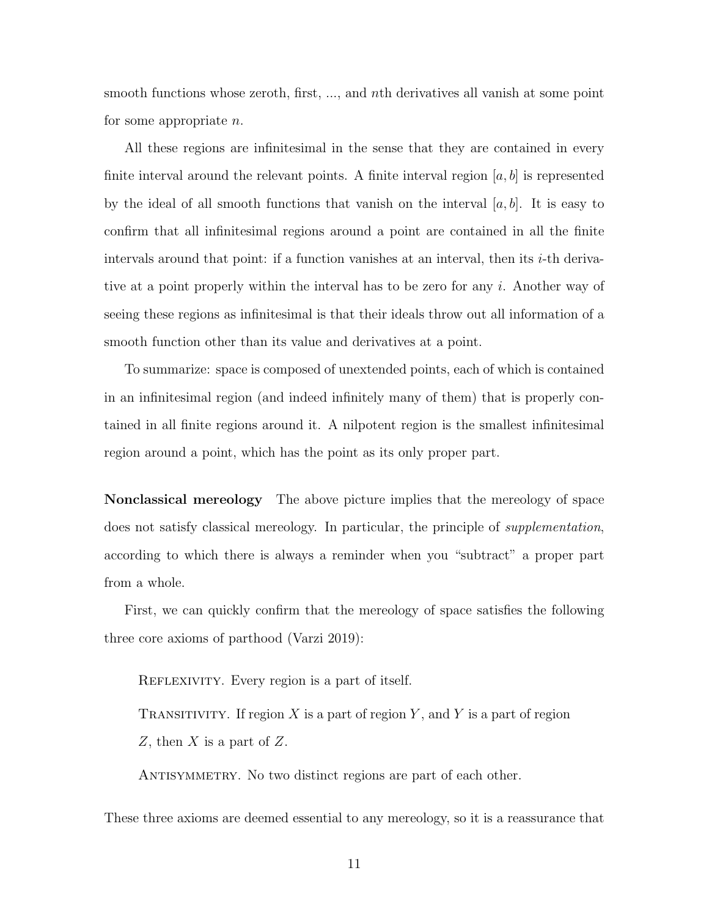smooth functions whose zeroth, first, ..., and $n$th derivatives all vanish at some point for some appropriate $n$.

All these regions are infinitesimal in the sense that they are contained in every finite interval around the relevant points. A finite interval region $[a, b]$ is represented by the ideal of all smooth functions that vanish on the interval $[a, b]$. It is easy to confirm that all infinitesimal regions around a point are contained in all the finite intervals around that point: if a function vanishes at an interval, then its $i$-th derivative at a point properly within the interval has to be zero for any $i$. Another way of seeing these regions as infinitesimal is that their ideals throw out all information of a smooth function other than its value and derivatives at a point.

To summarize: space is composed of unextended points, each of which is contained in an infinitesimal region (and indeed infinitely many of them) that is properly contained in all finite regions around it. A nilpotent region is the smallest infinitesimal region around a point, which has the point as its only proper part.

**Nonclassical mereology** The above picture implies that the mereology of space does not satisfy classical mereology. In particular, the principle of *supplementation*, according to which there is always a reminder when you "subtract" a proper part from a whole.

First, we can quickly confirm that the mereology of space satisfies the following three core axioms of parthood (Varzi 2019):

> Reflexivity. Every region is a part of itself.
>
> Transitivity. If region $X$ is a part of region $Y$, and $Y$ is a part of region $Z$, then $X$ is a part of $Z$.
>
> Antisymmetry. No two distinct regions are part of each other.

These three axioms are deemed essential to any mereology, so it is a reassurance that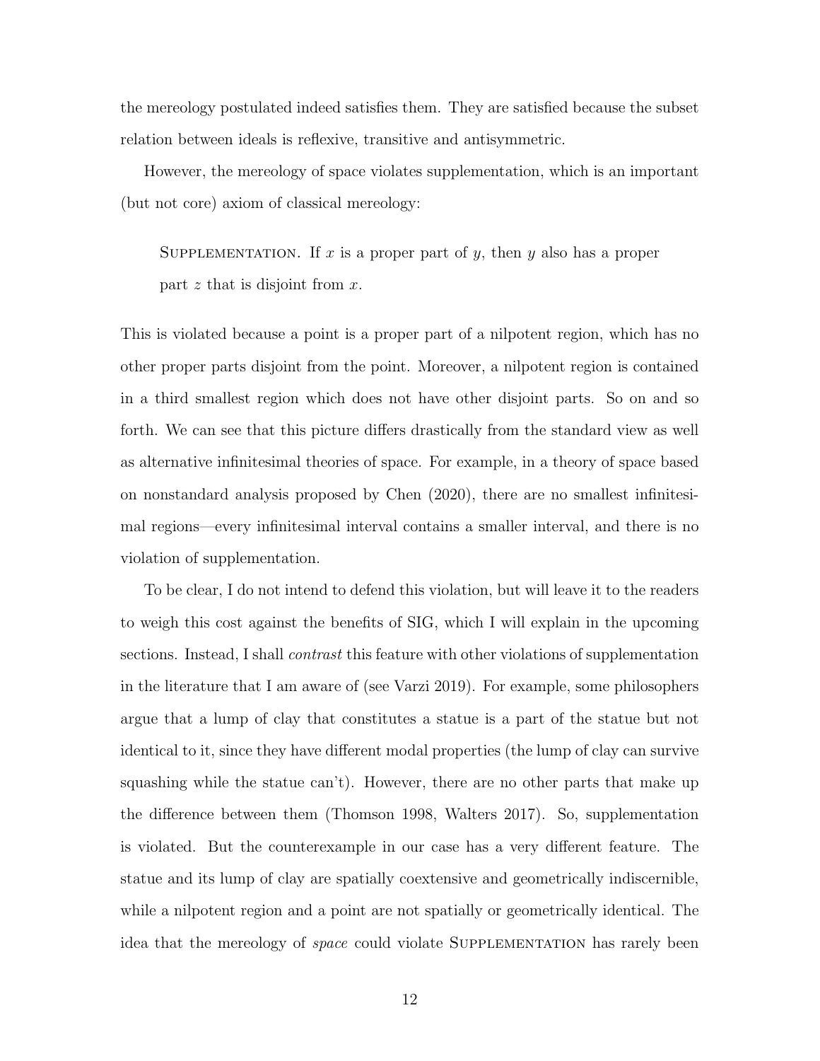the mereology postulated indeed satisfies them. They are satisfied because the subset relation between ideals is reflexive, transitive and antisymmetric.

However, the mereology of space violates supplementation, which is an important (but not core) axiom of classical mereology:

> Supplementation. If $x$ is a proper part of $y$, then $y$ also has a proper part $z$ that is disjoint from $x$.

This is violated because a point is a proper part of a nilpotent region, which has no other proper parts disjoint from the point. Moreover, a nilpotent region is contained in a third smallest region which does not have other disjoint parts. So on and so forth. We can see that this picture differs drastically from the standard view as well as alternative infinitesimal theories of space. For example, in a theory of space based on nonstandard analysis proposed by Chen (2020), there are no smallest infinitesimal regions—every infinitesimal interval contains a smaller interval, and there is no violation of supplementation.

To be clear, I do not intend to defend this violation, but will leave it to the readers to weigh this cost against the benefits of SIG, which I will explain in the upcoming sections. Instead, I shall *contrast* this feature with other violations of supplementation in the literature that I am aware of (see Varzi 2019). For example, some philosophers argue that a lump of clay that constitutes a statue is a part of the statue but not identical to it, since they have different modal properties (the lump of clay can survive squashing while the statue can't). However, there are no other parts that make up the difference between them (Thomson 1998, Walters 2017). So, supplementation is violated. But the counterexample in our case has a very different feature. The statue and its lump of clay are spatially coextensive and geometrically indiscernible, while a nilpotent region and a point are not spatially or geometrically identical. The idea that the mereology of *space* could violate Supplementation has rarely been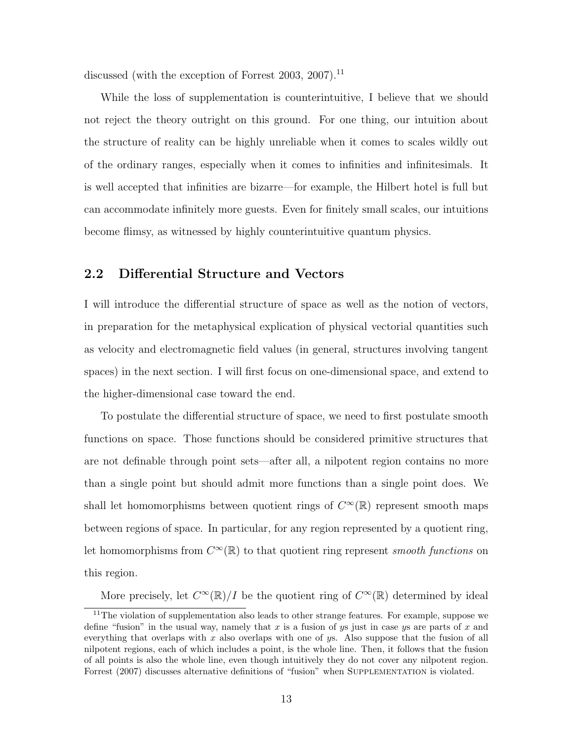discussed (with the exception of Forrest 2003, 2007).[11]

While the loss of supplementation is counterintuitive, I believe that we should not reject the theory outright on this ground. For one thing, our intuition about the structure of reality can be highly unreliable when it comes to scales wildly out of the ordinary ranges, especially when it comes to infinities and infinitesimals. It is well accepted that infinities are bizarre—for example, the Hilbert hotel is full but can accommodate infinitely more guests. Even for finitely small scales, our intuitions become flimsy, as witnessed by highly counterintuitive quantum physics.

## 2.2 Differential Structure and Vectors

I will introduce the differential structure of space as well as the notion of vectors, in preparation for the metaphysical explication of physical vectorial quantities such as velocity and electromagnetic field values (in general, structures involving tangent spaces) in the next section. I will first focus on one-dimensional space, and extend to the higher-dimensional case toward the end.

To postulate the differential structure of space, we need to first postulate smooth functions on space. Those functions should be considered primitive structures that are not definable through point sets—after all, a nilpotent region contains no more than a single point but should admit more functions than a single point does. We shall let homomorphisms between quotient rings of $C^\infty(\mathbb{R})$ represent smooth maps between regions of space. In particular, for any region represented by a quotient ring, let homomorphisms from $C^\infty(\mathbb{R})$ to that quotient ring represent *smooth functions* on this region.

More precisely, let $C^\infty(\mathbb{R})/I$ be the quotient ring of $C^\infty(\mathbb{R})$ determined by ideal

[11] The violation of supplementation also leads to other strange features. For example, suppose we define "fusion" in the usual way, namely that $x$ is a fusion of $y$s just in case $y$s are parts of $x$ and everything that overlaps with $x$ also overlaps with one of $y$s. Also suppose that the fusion of all nilpotent regions, each of which includes a point, is the whole line. Then, it follows that the fusion of all points is also the whole line, even though intuitively they do not cover any nilpotent region. Forrest (2007) discusses alternative definitions of "fusion" when SUPPLEMENTATION is violated.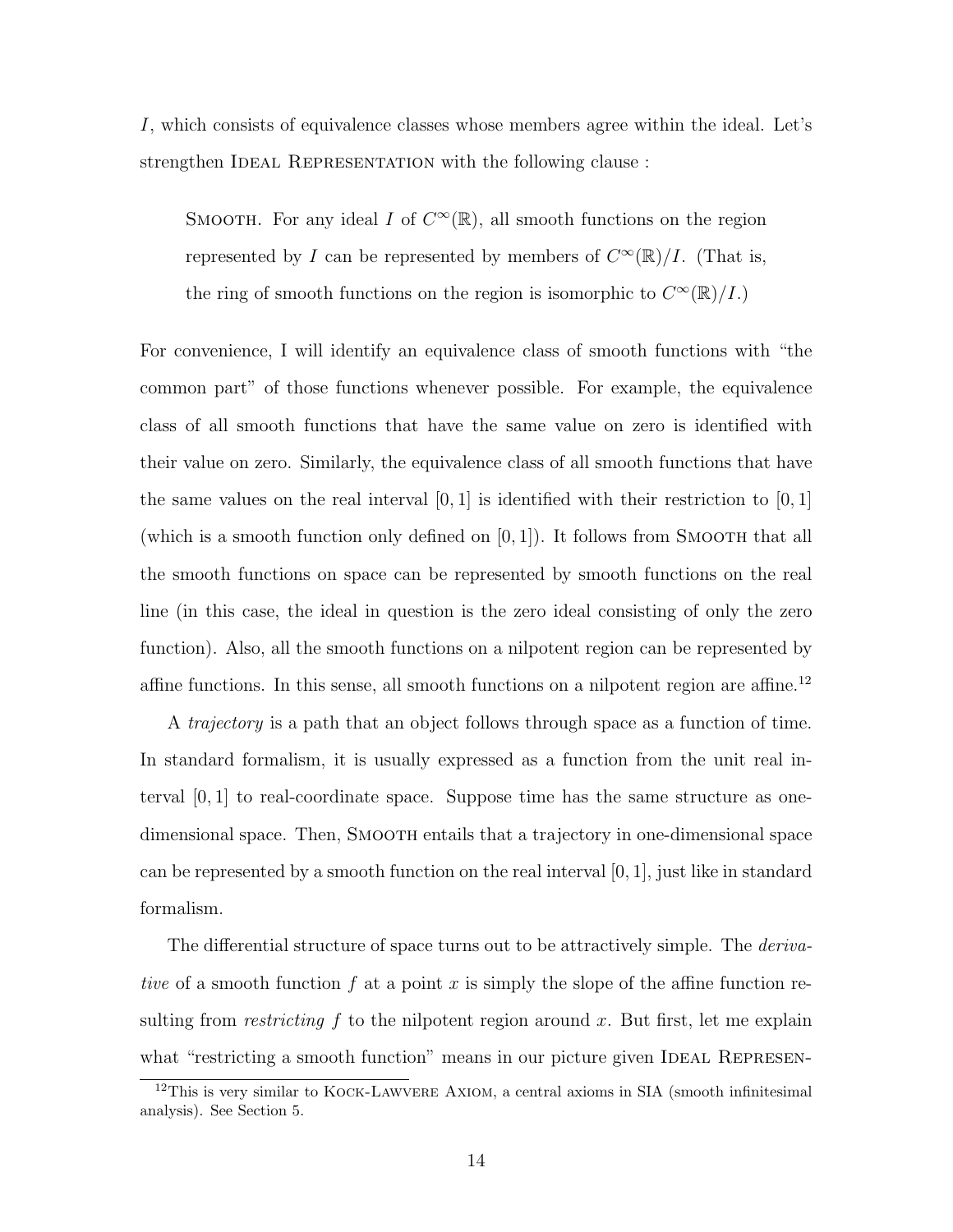$I$, which consists of equivalence classes whose members agree within the ideal. Let's strengthen IDEAL REPRESENTATION with the following clause :

> SMOOTH. For any ideal $I$ of $C^\infty(\mathbb{R})$, all smooth functions on the region represented by $I$ can be represented by members of $C^\infty(\mathbb{R})/I$. (That is, the ring of smooth functions on the region is isomorphic to $C^\infty(\mathbb{R})/I$.)

For convenience, I will identify an equivalence class of smooth functions with "the common part" of those functions whenever possible. For example, the equivalence class of all smooth functions that have the same value on zero is identified with their value on zero. Similarly, the equivalence class of all smooth functions that have the same values on the real interval $[0, 1]$ is identified with their restriction to $[0, 1]$ (which is a smooth function only defined on $[0, 1]$). It follows from SMOOTH that all the smooth functions on space can be represented by smooth functions on the real line (in this case, the ideal in question is the zero ideal consisting of only the zero function). Also, all the smooth functions on a nilpotent region can be represented by affine functions. In this sense, all smooth functions on a nilpotent region are affine.[12]

A *trajectory* is a path that an object follows through space as a function of time. In standard formalism, it is usually expressed as a function from the unit real interval $[0, 1]$ to real-coordinate space. Suppose time has the same structure as one-dimensional space. Then, SMOOTH entails that a trajectory in one-dimensional space can be represented by a smooth function on the real interval $[0, 1]$, just like in standard formalism.

The differential structure of space turns out to be attractively simple. The *derivative* of a smooth function $f$ at a point $x$ is simply the slope of the affine function resulting from *restricting* $f$ to the nilpotent region around $x$. But first, let me explain what "restricting a smooth function" means in our picture given IDEAL REPRESEN-

[12] This is very similar to KOCK-LAWVERE AXIOM, a central axioms in SIA (smooth infinitesimal analysis). See Section 5.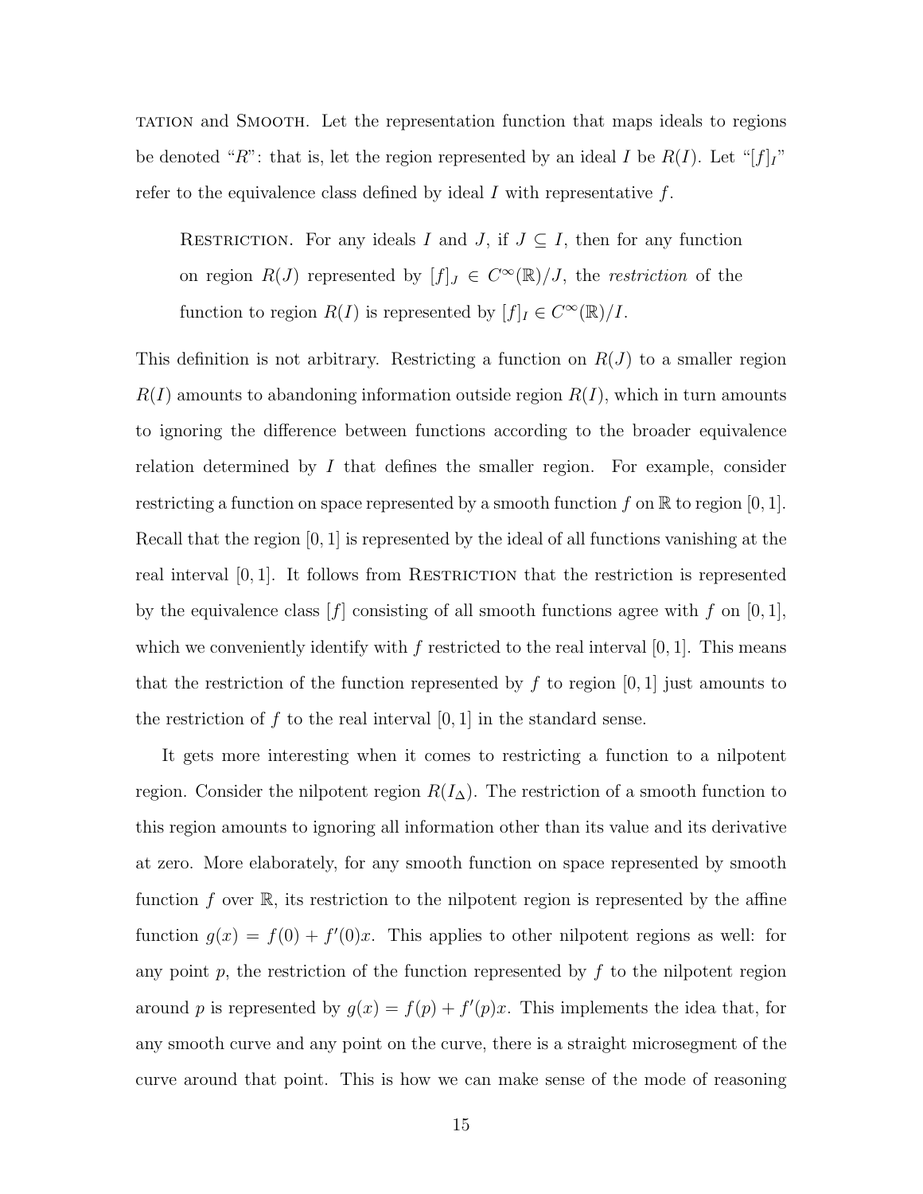TATION and SMOOTH. Let the representation function that maps ideals to regions be denoted "$R$": that is, let the region represented by an ideal $I$ be $R(I)$. Let "$[f]_I$" refer to the equivalence class defined by ideal $I$ with representative $f$.

> RESTRICTION. For any ideals $I$ and $J$, if $J \subseteq I$, then for any function on region $R(J)$ represented by $[f]_J \in C^\infty(\mathbb{R})/J$, the *restriction* of the function to region $R(I)$ is represented by $[f]_I \in C^\infty(\mathbb{R})/I$.

This definition is not arbitrary. Restricting a function on $R(J)$ to a smaller region $R(I)$ amounts to abandoning information outside region $R(I)$, which in turn amounts to ignoring the difference between functions according to the broader equivalence relation determined by $I$ that defines the smaller region. For example, consider restricting a function on space represented by a smooth function $f$ on $\mathbb{R}$ to region $[0, 1]$. Recall that the region $[0, 1]$ is represented by the ideal of all functions vanishing at the real interval $[0, 1]$. It follows from RESTRICTION that the restriction is represented by the equivalence class $[f]$ consisting of all smooth functions agree with $f$ on $[0, 1]$, which we conveniently identify with $f$ restricted to the real interval $[0, 1]$. This means that the restriction of the function represented by $f$ to region $[0, 1]$ just amounts to the restriction of $f$ to the real interval $[0, 1]$ in the standard sense.

It gets more interesting when it comes to restricting a function to a nilpotent region. Consider the nilpotent region $R(I_\Delta)$. The restriction of a smooth function to this region amounts to ignoring all information other than its value and its derivative at zero. More elaborately, for any smooth function on space represented by smooth function $f$ over $\mathbb{R}$, its restriction to the nilpotent region is represented by the affine function $g(x) = f(0) + f'(0)x$. This applies to other nilpotent regions as well: for any point $p$, the restriction of the function represented by $f$ to the nilpotent region around $p$ is represented by $g(x) = f(p) + f'(p)x$. This implements the idea that, for any smooth curve and any point on the curve, there is a straight microsegment of the curve around that point. This is how we can make sense of the mode of reasoning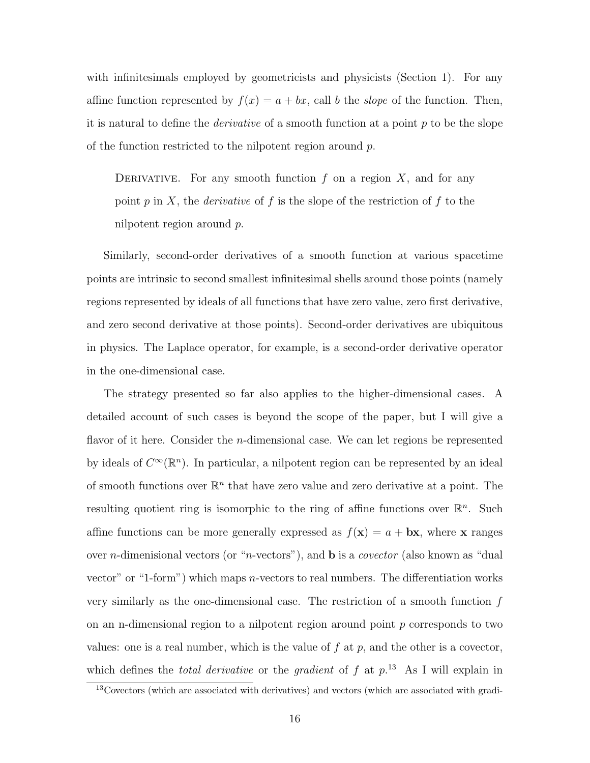with infinitesimals employed by geometricists and physicists (Section 1). For any affine function represented by $f(x) = a + bx$, call $b$ the *slope* of the function. Then, it is natural to define the *derivative* of a smooth function at a point $p$ to be the slope of the function restricted to the nilpotent region around $p$.

> Derivative. For any smooth function $f$ on a region $X$, and for any point $p$ in $X$, the *derivative* of $f$ is the slope of the restriction of $f$ to the nilpotent region around $p$.

Similarly, second-order derivatives of a smooth function at various spacetime points are intrinsic to second smallest infinitesimal shells around those points (namely regions represented by ideals of all functions that have zero value, zero first derivative, and zero second derivative at those points). Second-order derivatives are ubiquitous in physics. The Laplace operator, for example, is a second-order derivative operator in the one-dimensional case.

The strategy presented so far also applies to the higher-dimensional cases. A detailed account of such cases is beyond the scope of the paper, but I will give a flavor of it here. Consider the $n$-dimensional case. We can let regions be represented by ideals of $C^\infty(\mathbb{R}^n)$. In particular, a nilpotent region can be represented by an ideal of smooth functions over $\mathbb{R}^n$ that have zero value and zero derivative at a point. The resulting quotient ring is isomorphic to the ring of affine functions over $\mathbb{R}^n$. Such affine functions can be more generally expressed as $f(\mathbf{x}) = a + \mathbf{b}\mathbf{x}$, where $\mathbf{x}$ ranges over $n$-dimenisional vectors (or "$n$-vectors"), and $\mathbf{b}$ is a *covector* (also known as "dual vector" or "1-form") which maps $n$-vectors to real numbers. The differentiation works very similarly as the one-dimensional case. The restriction of a smooth function $f$ on an n-dimensional region to a nilpotent region around point $p$ corresponds to two values: one is a real number, which is the value of $f$ at $p$, and the other is a covector, which defines the *total derivative* or the *gradient* of $f$ at $p$.[13] As I will explain in

[13]Covectors (which are associated with derivatives) and vectors (which are associated with gradi-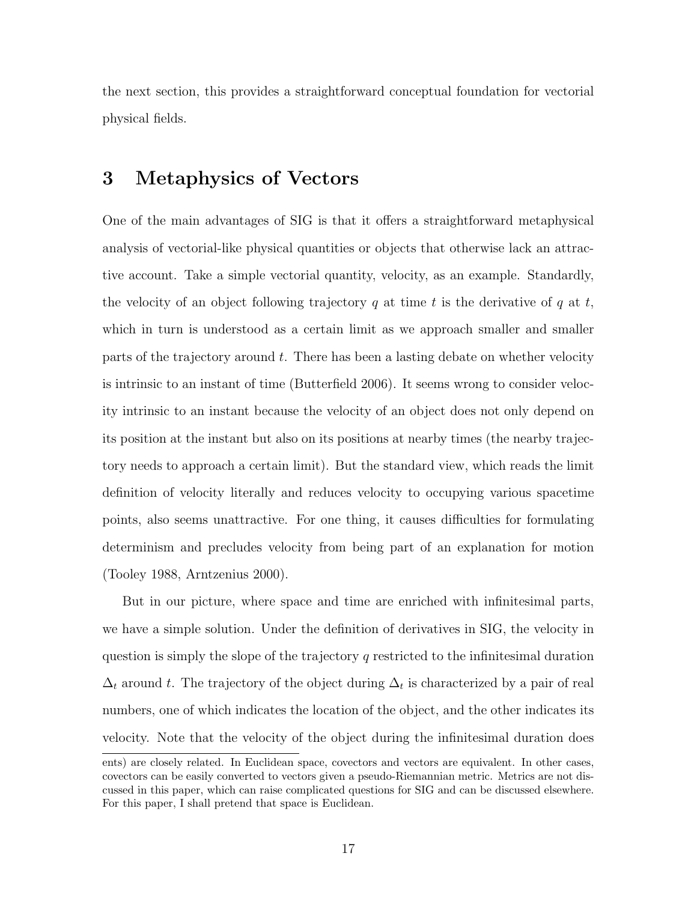the next section, this provides a straightforward conceptual foundation for vectorial physical fields.

## 3 Metaphysics of Vectors

One of the main advantages of SIG is that it offers a straightforward metaphysical analysis of vectorial-like physical quantities or objects that otherwise lack an attractive account. Take a simple vectorial quantity, velocity, as an example. Standardly, the velocity of an object following trajectory $q$ at time $t$ is the derivative of $q$ at $t$, which in turn is understood as a certain limit as we approach smaller and smaller parts of the trajectory around $t$. There has been a lasting debate on whether velocity is intrinsic to an instant of time (Butterfield 2006). It seems wrong to consider velocity intrinsic to an instant because the velocity of an object does not only depend on its position at the instant but also on its positions at nearby times (the nearby trajectory needs to approach a certain limit). But the standard view, which reads the limit definition of velocity literally and reduces velocity to occupying various spacetime points, also seems unattractive. For one thing, it causes difficulties for formulating determinism and precludes velocity from being part of an explanation for motion (Tooley 1988, Arntzenius 2000).

But in our picture, where space and time are enriched with infinitesimal parts, we have a simple solution. Under the definition of derivatives in SIG, the velocity in question is simply the slope of the trajectory $q$ restricted to the infinitesimal duration $\Delta_t$ around $t$. The trajectory of the object during $\Delta_t$ is characterized by a pair of real numbers, one of which indicates the location of the object, and the other indicates its velocity. Note that the velocity of the object during the infinitesimal duration does

ents) are closely related. In Euclidean space, covectors and vectors are equivalent. In other cases, covectors can be easily converted to vectors given a pseudo-Riemannian metric. Metrics are not discussed in this paper, which can raise complicated questions for SIG and can be discussed elsewhere. For this paper, I shall pretend that space is Euclidean.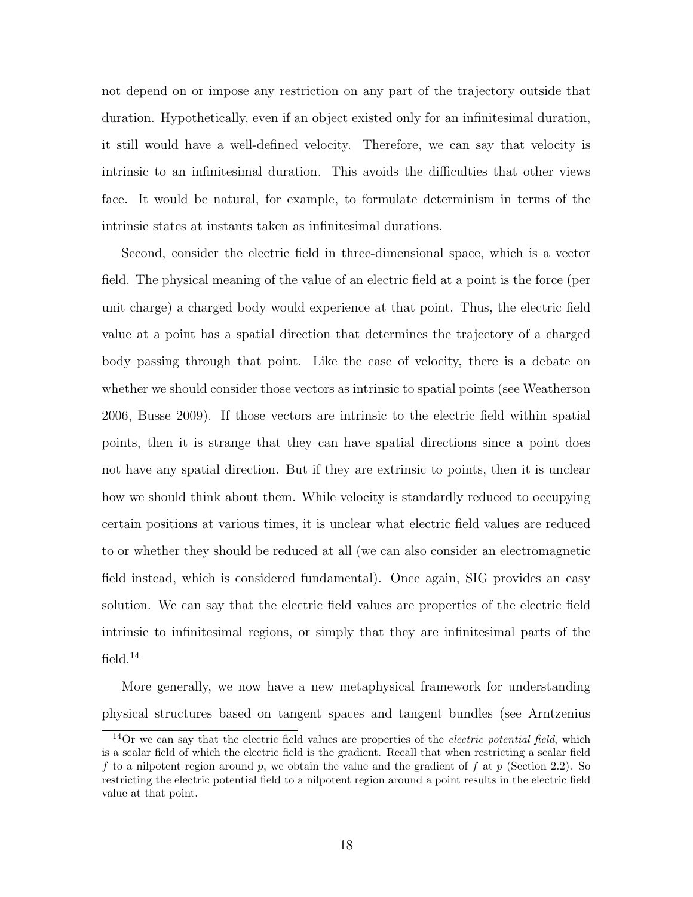not depend on or impose any restriction on any part of the trajectory outside that duration. Hypothetically, even if an object existed only for an infinitesimal duration, it still would have a well-defined velocity. Therefore, we can say that velocity is intrinsic to an infinitesimal duration. This avoids the difficulties that other views face. It would be natural, for example, to formulate determinism in terms of the intrinsic states at instants taken as infinitesimal durations.

Second, consider the electric field in three-dimensional space, which is a vector field. The physical meaning of the value of an electric field at a point is the force (per unit charge) a charged body would experience at that point. Thus, the electric field value at a point has a spatial direction that determines the trajectory of a charged body passing through that point. Like the case of velocity, there is a debate on whether we should consider those vectors as intrinsic to spatial points (see Weatherson 2006, Busse 2009). If those vectors are intrinsic to the electric field within spatial points, then it is strange that they can have spatial directions since a point does not have any spatial direction. But if they are extrinsic to points, then it is unclear how we should think about them. While velocity is standardly reduced to occupying certain positions at various times, it is unclear what electric field values are reduced to or whether they should be reduced at all (we can also consider an electromagnetic field instead, which is considered fundamental). Once again, SIG provides an easy solution. We can say that the electric field values are properties of the electric field intrinsic to infinitesimal regions, or simply that they are infinitesimal parts of the field.[14]

More generally, we now have a new metaphysical framework for understanding physical structures based on tangent spaces and tangent bundles (see Arntzenius

[14] Or we can say that the electric field values are properties of the *electric potential field*, which is a scalar field of which the electric field is the gradient. Recall that when restricting a scalar field $f$ to a nilpotent region around $p$, we obtain the value and the gradient of $f$ at $p$ (Section 2.2). So restricting the electric potential field to a nilpotent region around a point results in the electric field value at that point.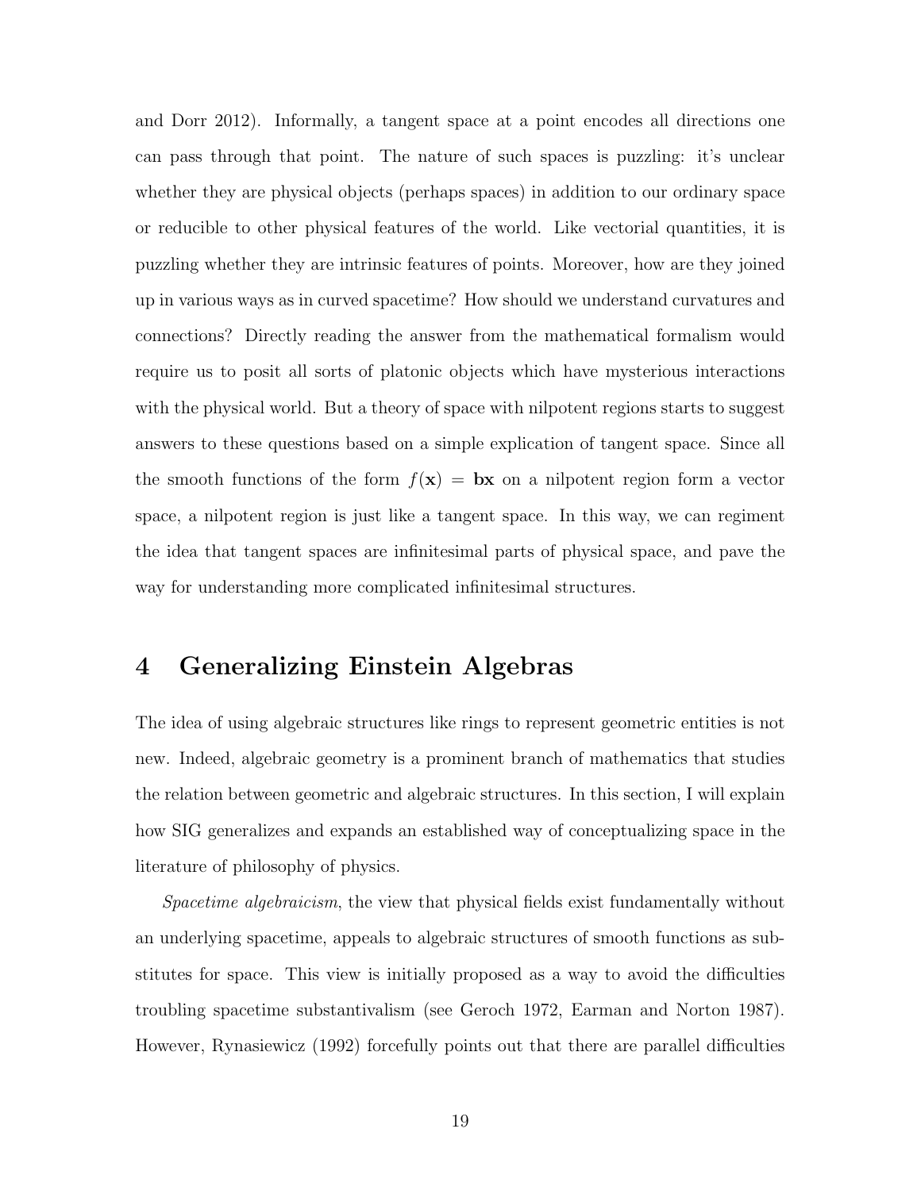and Dorr 2012). Informally, a tangent space at a point encodes all directions one can pass through that point. The nature of such spaces is puzzling: it's unclear whether they are physical objects (perhaps spaces) in addition to our ordinary space or reducible to other physical features of the world. Like vectorial quantities, it is puzzling whether they are intrinsic features of points. Moreover, how are they joined up in various ways as in curved spacetime? How should we understand curvatures and connections? Directly reading the answer from the mathematical formalism would require us to posit all sorts of platonic objects which have mysterious interactions with the physical world. But a theory of space with nilpotent regions starts to suggest answers to these questions based on a simple explication of tangent space. Since all the smooth functions of the form $f(\mathbf{x}) = \mathbf{b}\mathbf{x}$ on a nilpotent region form a vector space, a nilpotent region is just like a tangent space. In this way, we can regiment the idea that tangent spaces are infinitesimal parts of physical space, and pave the way for understanding more complicated infinitesimal structures.

## 4 Generalizing Einstein Algebras

The idea of using algebraic structures like rings to represent geometric entities is not new. Indeed, algebraic geometry is a prominent branch of mathematics that studies the relation between geometric and algebraic structures. In this section, I will explain how SIG generalizes and expands an established way of conceptualizing space in the literature of philosophy of physics.

*Spacetime algebraicism*, the view that physical fields exist fundamentally without an underlying spacetime, appeals to algebraic structures of smooth functions as substitutes for space. This view is initially proposed as a way to avoid the difficulties troubling spacetime substantivalism (see Geroch 1972, Earman and Norton 1987). However, Rynasiewicz (1992) forcefully points out that there are parallel difficulties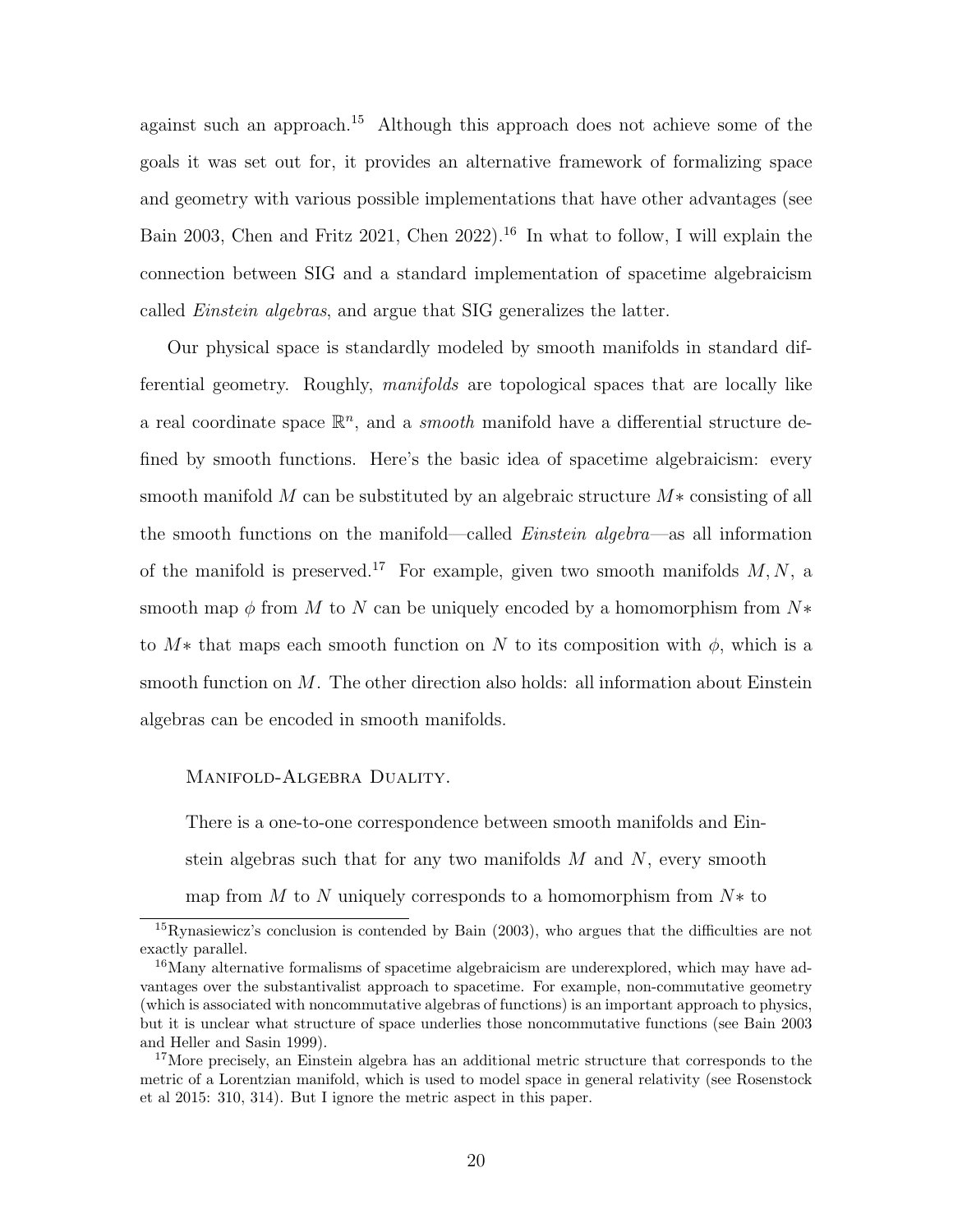against such an approach.[15] Although this approach does not achieve some of the goals it was set out for, it provides an alternative framework of formalizing space and geometry with various possible implementations that have other advantages (see Bain 2003, Chen and Fritz 2021, Chen 2022).[16] In what to follow, I will explain the connection between SIG and a standard implementation of spacetime algebraicism called *Einstein algebras*, and argue that SIG generalizes the latter.

Our physical space is standardly modeled by smooth manifolds in standard differential geometry. Roughly, *manifolds* are topological spaces that are locally like a real coordinate space $\mathbb{R}^n$, and a *smooth* manifold have a differential structure defined by smooth functions. Here's the basic idea of spacetime algebraicism: every smooth manifold $M$ can be substituted by an algebraic structure $M*$ consisting of all the smooth functions on the manifold—called *Einstein algebra*—as all information of the manifold is preserved.[17] For example, given two smooth manifolds $M, N$, a smooth map $\phi$ from $M$ to $N$ can be uniquely encoded by a homomorphism from $N*$ to $M*$ that maps each smooth function on $N$ to its composition with $\phi$, which is a smooth function on $M$. The other direction also holds: all information about Einstein algebras can be encoded in smooth manifolds.

Manifold-Algebra Duality.

> There is a one-to-one correspondence between smooth manifolds and Einstein algebras such that for any two manifolds $M$ and $N$, every smooth map from $M$ to $N$ uniquely corresponds to a homomorphism from $N*$ to

[15] Rynasiewicz's conclusion is contended by Bain (2003), who argues that the difficulties are not exactly parallel.

[16] Many alternative formalisms of spacetime algebraicism are underexplored, which may have advantages over the substantivalist approach to spacetime. For example, non-commutative geometry (which is associated with noncommutative algebras of functions) is an important approach to physics, but it is unclear what structure of space underlies those noncommutative functions (see Bain 2003 and Heller and Sasin 1999).

[17] More precisely, an Einstein algebra has an additional metric structure that corresponds to the metric of a Lorentzian manifold, which is used to model space in general relativity (see Rosenstock et al 2015: 310, 314). But I ignore the metric aspect in this paper.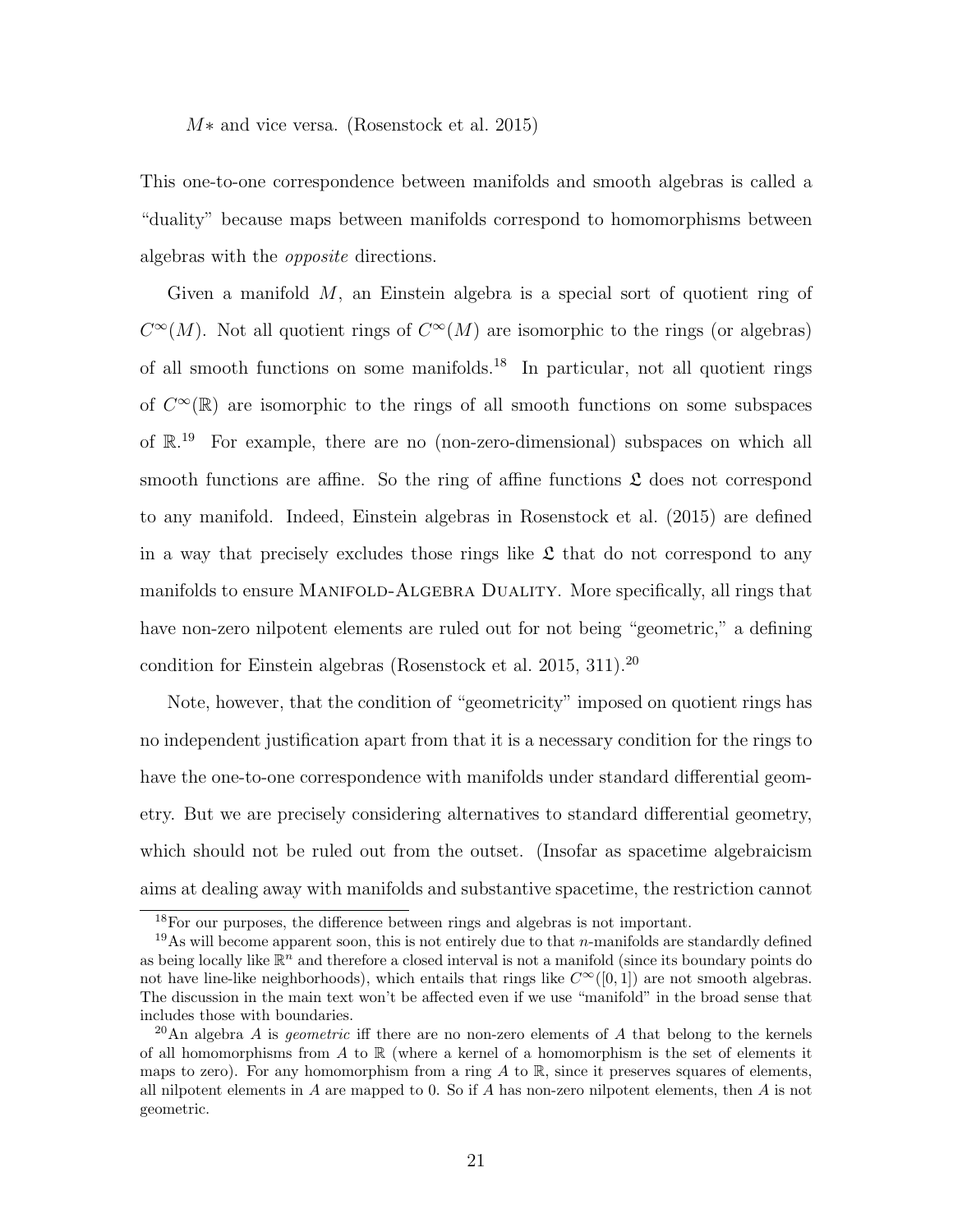$M*$ and vice versa. (Rosenstock et al. 2015)

This one-to-one correspondence between manifolds and smooth algebras is called a "duality" because maps between manifolds correspond to homomorphisms between algebras with the *opposite* directions.

Given a manifold $M$, an Einstein algebra is a special sort of quotient ring of $C^\infty(M)$. Not all quotient rings of $C^\infty(M)$ are isomorphic to the rings (or algebras) of all smooth functions on some manifolds.[18] In particular, not all quotient rings of $C^\infty(\mathbb{R})$ are isomorphic to the rings of all smooth functions on some subspaces of $\mathbb{R}$.[19] For example, there are no (non-zero-dimensional) subspaces on which all smooth functions are affine. So the ring of affine functions $\mathfrak{L}$ does not correspond to any manifold. Indeed, Einstein algebras in Rosenstock et al. (2015) are defined in a way that precisely excludes those rings like $\mathfrak{L}$ that do not correspond to any manifolds to ensure Manifold-Algebra Duality. More specifically, all rings that have non-zero nilpotent elements are ruled out for not being "geometric," a defining condition for Einstein algebras (Rosenstock et al. 2015, 311).[20]

Note, however, that the condition of "geometricity" imposed on quotient rings has no independent justification apart from that it is a necessary condition for the rings to have the one-to-one correspondence with manifolds under standard differential geometry. But we are precisely considering alternatives to standard differential geometry, which should not be ruled out from the outset. (Insofar as spacetime algebraicism aims at dealing away with manifolds and substantive spacetime, the restriction cannot

---

[18] For our purposes, the difference between rings and algebras is not important.

[19] As will become apparent soon, this is not entirely due to that $n$-manifolds are standardly defined as being locally like $\mathbb{R}^n$ and therefore a closed interval is not a manifold (since its boundary points do not have line-like neighborhoods), which entails that rings like $C^\infty([0,1])$ are not smooth algebras. The discussion in the main text won't be affected even if we use "manifold" in the broad sense that includes those with boundaries.

[20] An algebra $A$ is *geometric* iff there are no non-zero elements of $A$ that belong to the kernels of all homomorphisms from $A$ to $\mathbb{R}$ (where a kernel of a homomorphism is the set of elements it maps to zero). For any homomorphism from a ring $A$ to $\mathbb{R}$, since it preserves squares of elements, all nilpotent elements in $A$ are mapped to 0. So if $A$ has non-zero nilpotent elements, then $A$ is not geometric.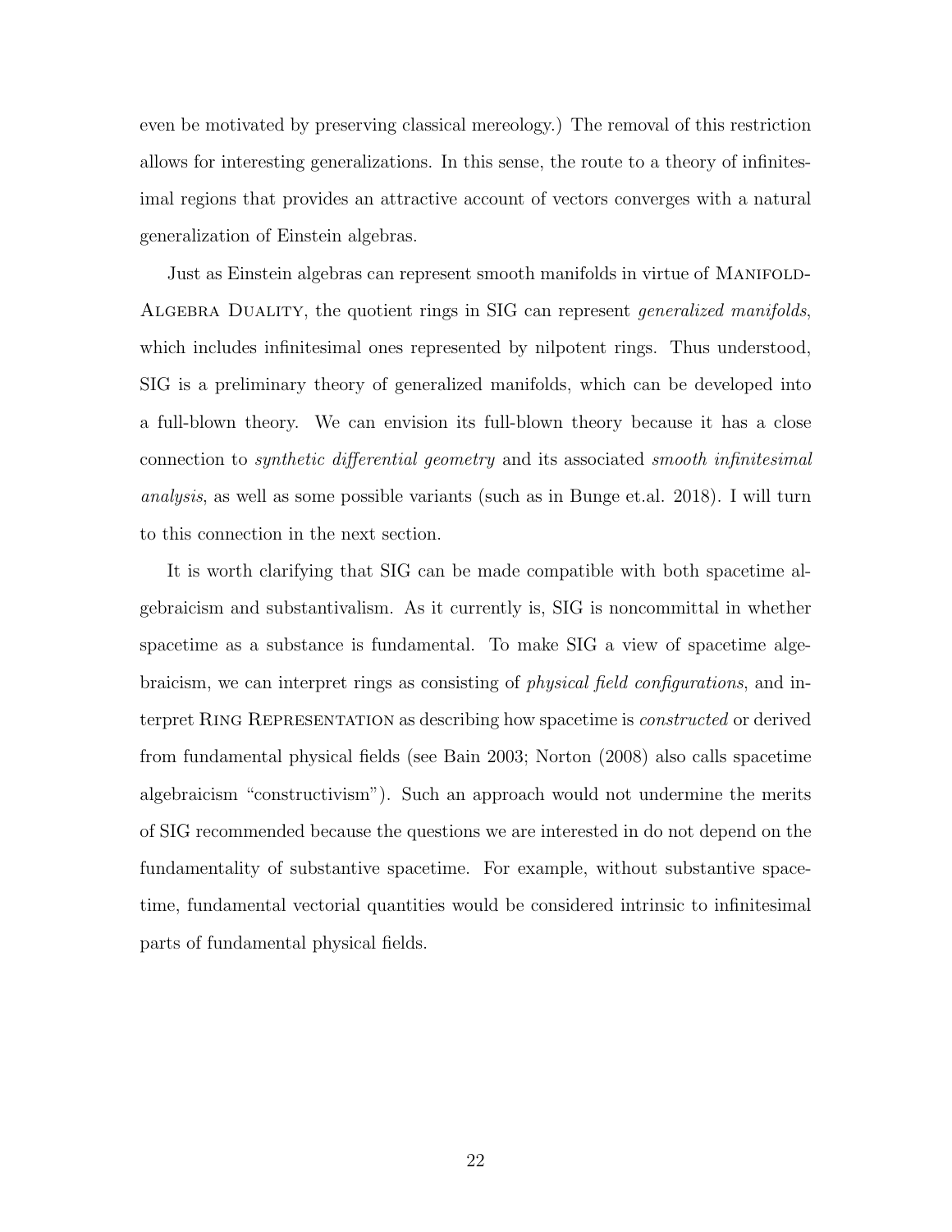even be motivated by preserving classical mereology.) The removal of this restriction allows for interesting generalizations. In this sense, the route to a theory of infinitesimal regions that provides an attractive account of vectors converges with a natural generalization of Einstein algebras.

Just as Einstein algebras can represent smooth manifolds in virtue of Manifold-Algebra Duality, the quotient rings in SIG can represent *generalized manifolds*, which includes infinitesimal ones represented by nilpotent rings. Thus understood, SIG is a preliminary theory of generalized manifolds, which can be developed into a full-blown theory. We can envision its full-blown theory because it has a close connection to *synthetic differential geometry* and its associated *smooth infinitesimal analysis*, as well as some possible variants (such as in Bunge et.al. 2018). I will turn to this connection in the next section.

It is worth clarifying that SIG can be made compatible with both spacetime algebraicism and substantivalism. As it currently is, SIG is noncommittal in whether spacetime as a substance is fundamental. To make SIG a view of spacetime algebraicism, we can interpret rings as consisting of *physical field configurations*, and interpret Ring Representation as describing how spacetime is *constructed* or derived from fundamental physical fields (see Bain 2003; Norton (2008) also calls spacetime algebraicism "constructivism"). Such an approach would not undermine the merits of SIG recommended because the questions we are interested in do not depend on the fundamentality of substantive spacetime. For example, without substantive spacetime, fundamental vectorial quantities would be considered intrinsic to infinitesimal parts of fundamental physical fields.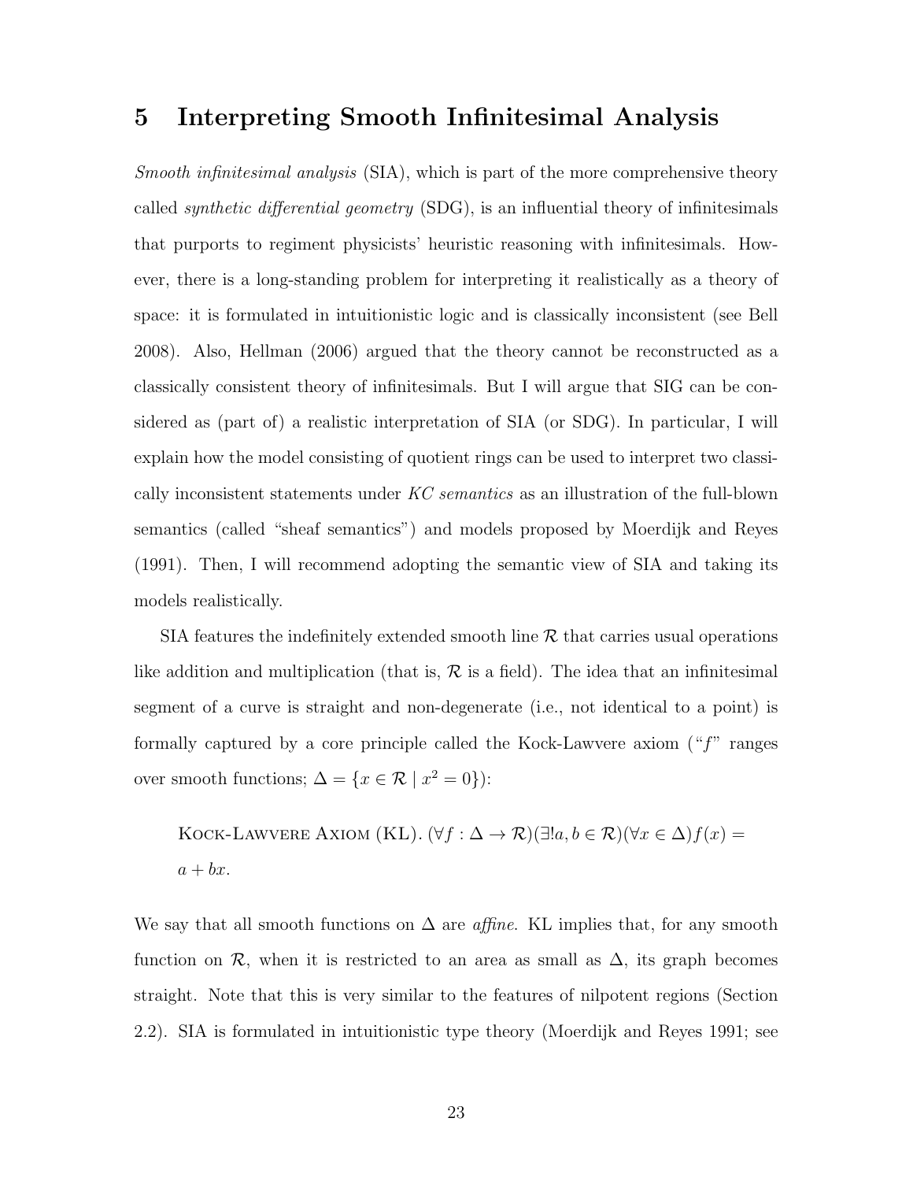# 5 Interpreting Smooth Infinitesimal Analysis

*Smooth infinitesimal analysis* (SIA), which is part of the more comprehensive theory called *synthetic differential geometry* (SDG), is an influential theory of infinitesimals that purports to regiment physicists' heuristic reasoning with infinitesimals. However, there is a long-standing problem for interpreting it realistically as a theory of space: it is formulated in intuitionistic logic and is classically inconsistent (see Bell 2008). Also, Hellman (2006) argued that the theory cannot be reconstructed as a classically consistent theory of infinitesimals. But I will argue that SIG can be considered as (part of) a realistic interpretation of SIA (or SDG). In particular, I will explain how the model consisting of quotient rings can be used to interpret two classically inconsistent statements under *KC semantics* as an illustration of the full-blown semantics (called "sheaf semantics") and models proposed by Moerdijk and Reyes (1991). Then, I will recommend adopting the semantic view of SIA and taking its models realistically.

SIA features the indefinitely extended smooth line $\mathcal{R}$ that carries usual operations like addition and multiplication (that is, $\mathcal{R}$ is a field). The idea that an infinitesimal segment of a curve is straight and non-degenerate (i.e., not identical to a point) is formally captured by a core principle called the Kock-Lawvere axiom ("$f$" ranges over smooth functions; $\Delta = \{x \in \mathcal{R} \mid x^2 = 0\}$):

> KOCK-LAWVERE AXIOM (KL). $(\forall f : \Delta \to \mathcal{R})(\exists! a, b \in \mathcal{R})(\forall x \in \Delta) f(x) = a + bx$.

We say that all smooth functions on $\Delta$ are *affine*. KL implies that, for any smooth function on $\mathcal{R}$, when it is restricted to an area as small as $\Delta$, its graph becomes straight. Note that this is very similar to the features of nilpotent regions (Section 2.2). SIA is formulated in intuitionistic type theory (Moerdijk and Reyes 1991; see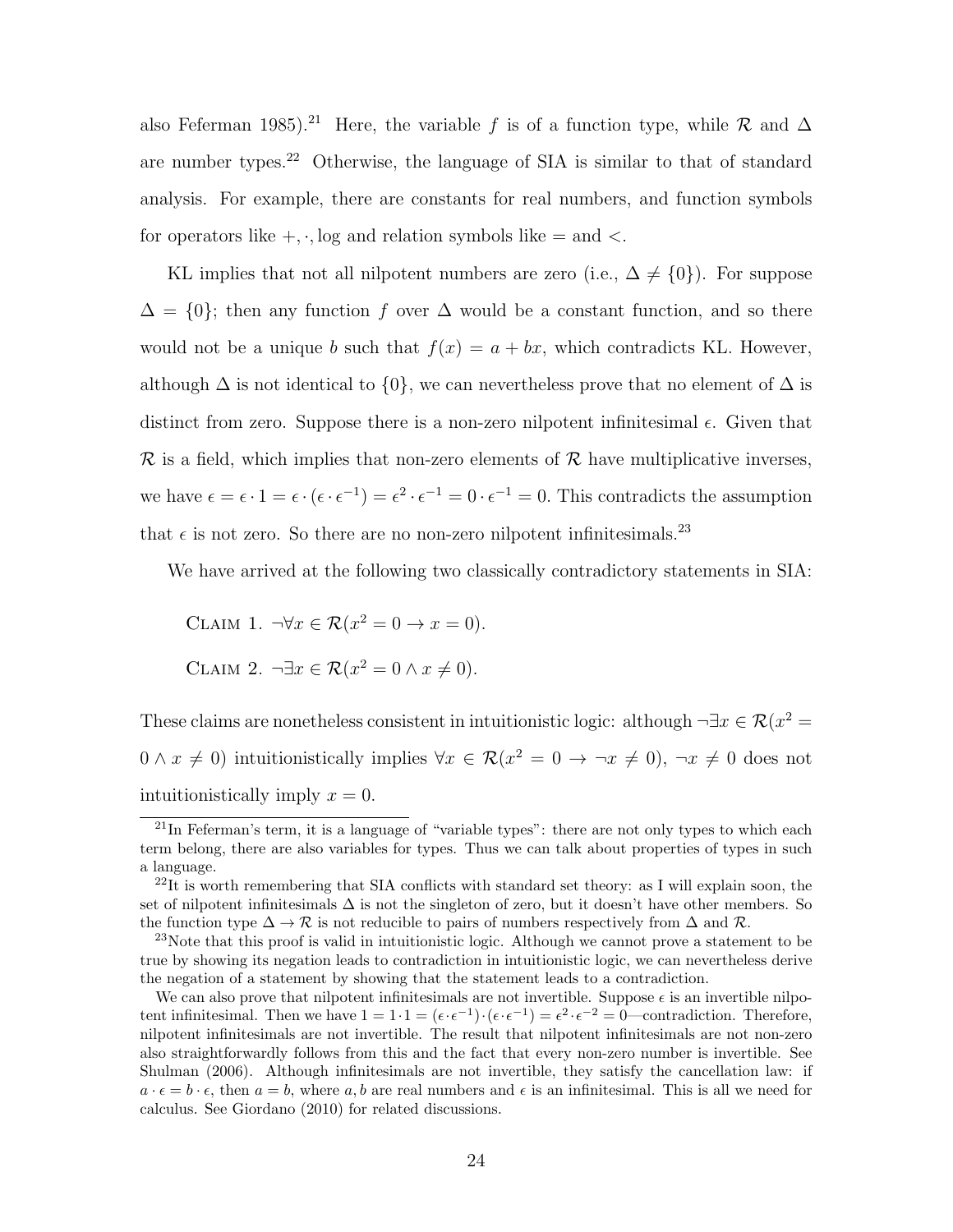also Feferman 1985).[21] Here, the variable $f$ is of a function type, while $\mathcal{R}$ and $\Delta$ are number types.[22] Otherwise, the language of SIA is similar to that of standard analysis. For example, there are constants for real numbers, and function symbols for operators like $+, \cdot, \log$ and relation symbols like $=$ and $<$.

KL implies that not all nilpotent numbers are zero (i.e., $\Delta \neq \{0\}$). For suppose $\Delta = \{0\}$; then any function $f$ over $\Delta$ would be a constant function, and so there would not be a unique $b$ such that $f(x) = a + bx$, which contradicts KL. However, although $\Delta$ is not identical to $\{0\}$, we can nevertheless prove that no element of $\Delta$ is distinct from zero. Suppose there is a non-zero nilpotent infinitesimal $\epsilon$. Given that $\mathcal{R}$ is a field, which implies that non-zero elements of $\mathcal{R}$ have multiplicative inverses, we have $\epsilon = \epsilon \cdot 1 = \epsilon \cdot (\epsilon \cdot \epsilon^{-1}) = \epsilon^2 \cdot \epsilon^{-1} = 0 \cdot \epsilon^{-1} = 0$. This contradicts the assumption that $\epsilon$ is not zero. So there are no non-zero nilpotent infinitesimals.[23]

We have arrived at the following two classically contradictory statements in SIA:

Claim 1. $\neg \forall x \in \mathcal{R}(x^2 = 0 \rightarrow x = 0)$.

Claim 2. $\neg \exists x \in \mathcal{R}(x^2 = 0 \wedge x \neq 0)$.

These claims are nonetheless consistent in intuitionistic logic: although $\neg \exists x \in \mathcal{R}(x^2 = 0 \wedge x \neq 0)$ intuitionistically implies $\forall x \in \mathcal{R}(x^2 = 0 \rightarrow \neg x \neq 0)$, $\neg x \neq 0$ does not intuitionistically imply $x = 0$.

[21] In Feferman's term, it is a language of "variable types": there are not only types to which each term belong, there are also variables for types. Thus we can talk about properties of types in such a language.

[22] It is worth remembering that SIA conflicts with standard set theory: as I will explain soon, the set of nilpotent infinitesimals $\Delta$ is not the singleton of zero, but it doesn't have other members. So the function type $\Delta \rightarrow \mathcal{R}$ is not reducible to pairs of numbers respectively from $\Delta$ and $\mathcal{R}$.

[23] Note that this proof is valid in intuitionistic logic. Although we cannot prove a statement to be true by showing its negation leads to contradiction in intuitionistic logic, we can nevertheless derive the negation of a statement by showing that the statement leads to a contradiction.

We can also prove that nilpotent infinitesimals are not invertible. Suppose $\epsilon$ is an invertible nilpotent infinitesimal. Then we have $1 = 1 \cdot 1 = (\epsilon \cdot \epsilon^{-1}) \cdot (\epsilon \cdot \epsilon^{-1}) = \epsilon^2 \cdot \epsilon^{-2} = 0$—contradiction. Therefore, nilpotent infinitesimals are not invertible. The result that nilpotent infinitesimals are not non-zero also straightforwardly follows from this and the fact that every non-zero number is invertible. See Shulman (2006). Although infinitesimals are not invertible, they satisfy the cancellation law: if $a \cdot \epsilon = b \cdot \epsilon$, then $a = b$, where $a, b$ are real numbers and $\epsilon$ is an infinitesimal. This is all we need for calculus. See Giordano (2010) for related discussions.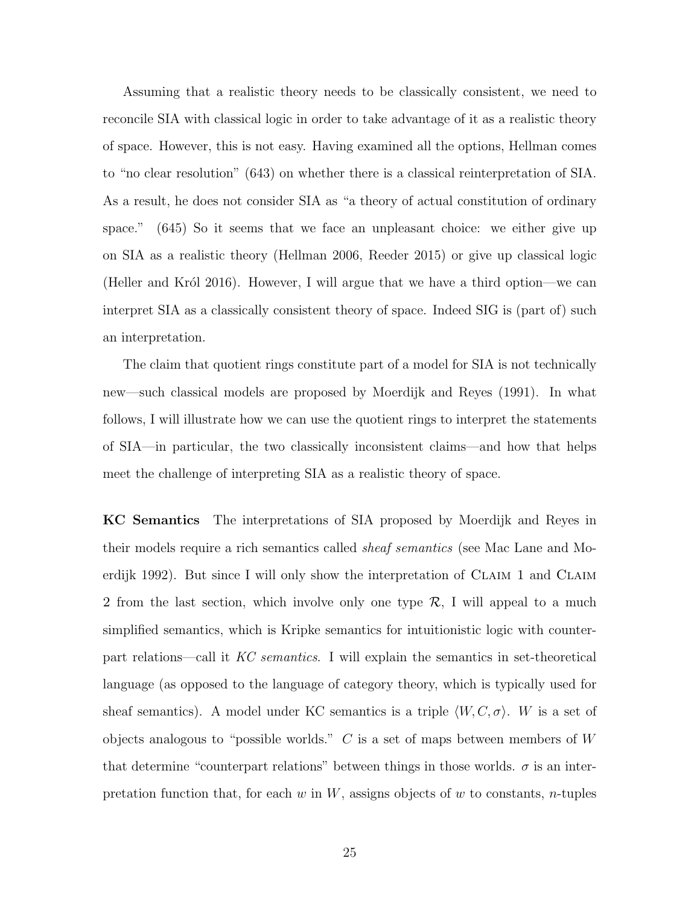Assuming that a realistic theory needs to be classically consistent, we need to reconcile SIA with classical logic in order to take advantage of it as a realistic theory of space. However, this is not easy. Having examined all the options, Hellman comes to "no clear resolution" (643) on whether there is a classical reinterpretation of SIA. As a result, he does not consider SIA as "a theory of actual constitution of ordinary space." (645) So it seems that we face an unpleasant choice: we either give up on SIA as a realistic theory (Hellman 2006, Reeder 2015) or give up classical logic (Heller and Król 2016). However, I will argue that we have a third option—we can interpret SIA as a classically consistent theory of space. Indeed SIG is (part of) such an interpretation.

The claim that quotient rings constitute part of a model for SIA is not technically new—such classical models are proposed by Moerdijk and Reyes (1991). In what follows, I will illustrate how we can use the quotient rings to interpret the statements of SIA—in particular, the two classically inconsistent claims—and how that helps meet the challenge of interpreting SIA as a realistic theory of space.

**KC Semantics** The interpretations of SIA proposed by Moerdijk and Reyes in their models require a rich semantics called *sheaf semantics* (see Mac Lane and Moerdijk 1992). But since I will only show the interpretation of Claim 1 and Claim 2 from the last section, which involve only one type $\mathcal{R}$, I will appeal to a much simplified semantics, which is Kripke semantics for intuitionistic logic with counterpart relations—call it *KC semantics*. I will explain the semantics in set-theoretical language (as opposed to the language of category theory, which is typically used for sheaf semantics). A model under KC semantics is a triple $\langle W, C, \sigma \rangle$. $W$ is a set of objects analogous to "possible worlds." $C$ is a set of maps between members of $W$ that determine "counterpart relations" between things in those worlds. $\sigma$ is an interpretation function that, for each $w$ in $W$, assigns objects of $w$ to constants, $n$-tuples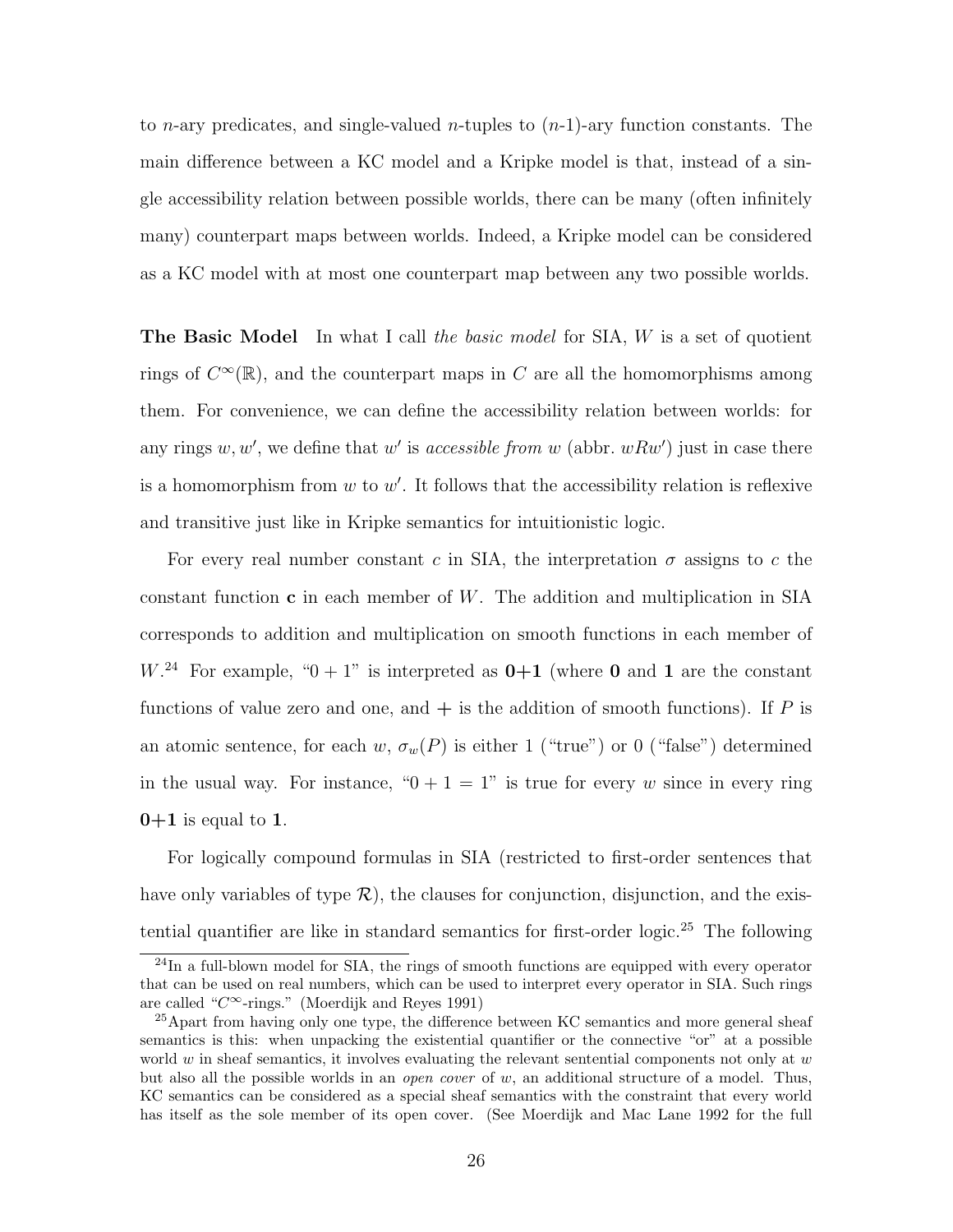to $n$-ary predicates, and single-valued $n$-tuples to ($n$-1)-ary function constants. The main difference between a KC model and a Kripke model is that, instead of a single accessibility relation between possible worlds, there can be many (often infinitely many) counterpart maps between worlds. Indeed, a Kripke model can be considered as a KC model with at most one counterpart map between any two possible worlds.

**The Basic Model** In what I call *the basic model* for SIA, $W$ is a set of quotient rings of $C^\infty(\mathbb{R})$, and the counterpart maps in $C$ are all the homomorphisms among them. For convenience, we can define the accessibility relation between worlds: for any rings $w, w'$, we define that $w'$ is *accessible from* $w$ (abbr. $wRw'$) just in case there is a homomorphism from $w$ to $w'$. It follows that the accessibility relation is reflexive and transitive just like in Kripke semantics for intuitionistic logic.

For every real number constant $c$ in SIA, the interpretation $\sigma$ assigns to $c$ the constant function $\mathbf{c}$ in each member of $W$. The addition and multiplication in SIA corresponds to addition and multiplication on smooth functions in each member of $W$.[24] For example, "$0 + 1$" is interpreted as $\mathbf{0}+\mathbf{1}$ (where $\mathbf{0}$ and $\mathbf{1}$ are the constant functions of value zero and one, and $+$ is the addition of smooth functions). If $P$ is an atomic sentence, for each $w$, $\sigma_w(P)$ is either 1 ("true") or 0 ("false") determined in the usual way. For instance, "$0 + 1 = 1$" is true for every $w$ since in every ring $\mathbf{0}+\mathbf{1}$ is equal to $\mathbf{1}$.

For logically compound formulas in SIA (restricted to first-order sentences that have only variables of type $\mathcal{R}$), the clauses for conjunction, disjunction, and the existential quantifier are like in standard semantics for first-order logic.[25] The following

[24] In a full-blown model for SIA, the rings of smooth functions are equipped with every operator that can be used on real numbers, which can be used to interpret every operator in SIA. Such rings are called "$C^\infty$-rings." (Moerdijk and Reyes 1991)

[25] Apart from having only one type, the difference between KC semantics and more general sheaf semantics is this: when unpacking the existential quantifier or the connective "or" at a possible world $w$ in sheaf semantics, it involves evaluating the relevant sentential components not only at $w$ but also all the possible worlds in an *open cover* of $w$, an additional structure of a model. Thus, KC semantics can be considered as a special sheaf semantics with the constraint that every world has itself as the sole member of its open cover. (See Moerdijk and Mac Lane 1992 for the full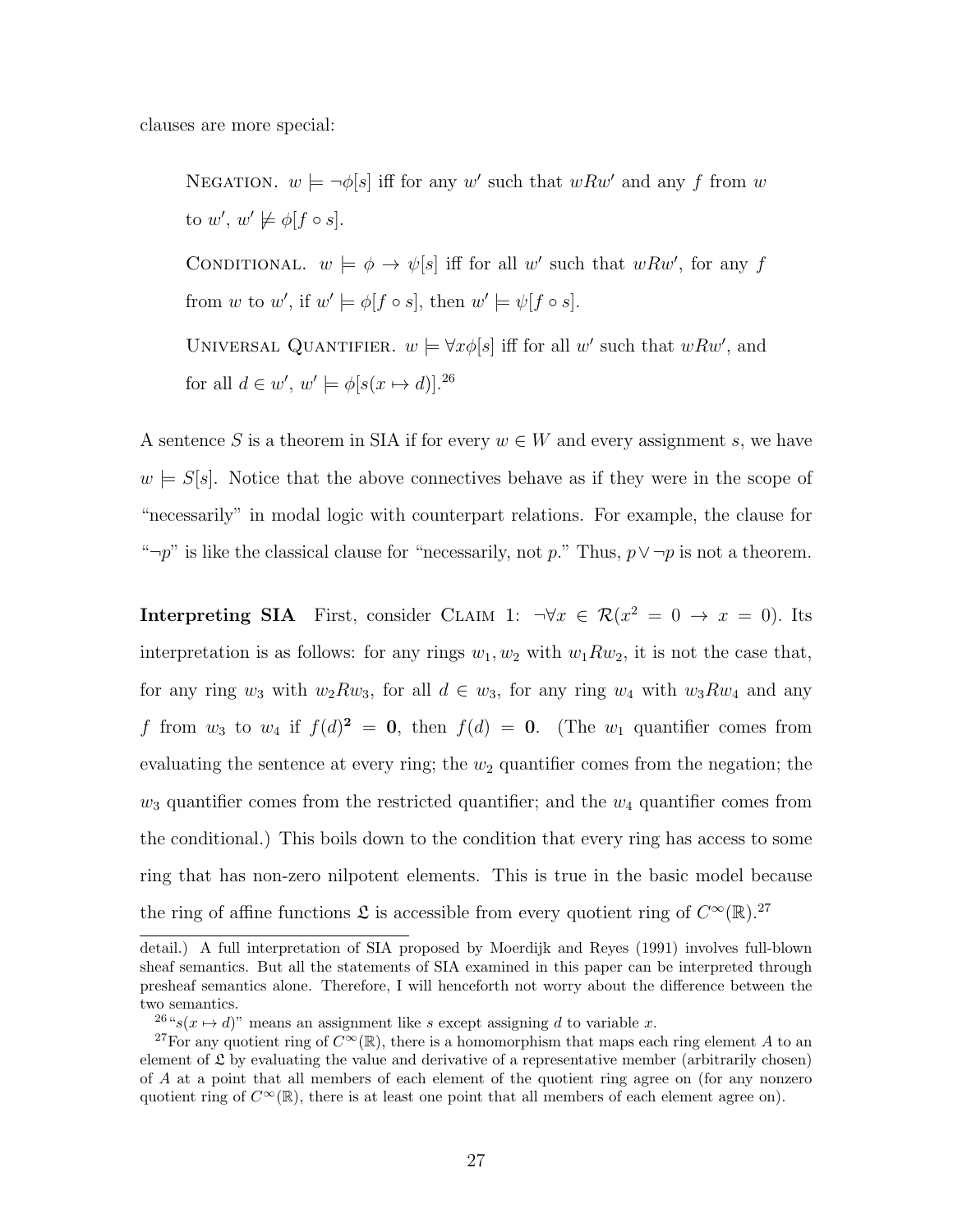clauses are more special:

> Negation. $w \models \neg\phi[s]$ iff for any $w'$ such that $wRw'$ and any $f$ from $w$ to $w'$, $w' \not\models \phi[f \circ s]$.
>
> Conditional. $w \models \phi \to \psi[s]$ iff for all $w'$ such that $wRw'$, for any $f$ from $w$ to $w'$, if $w' \models \phi[f \circ s]$, then $w' \models \psi[f \circ s]$.
>
> Universal Quantifier. $w \models \forall x\phi[s]$ iff for all $w'$ such that $wRw'$, and for all $d \in w'$, $w' \models \phi[s(x \mapsto d)]$.[26]

A sentence $S$ is a theorem in SIA if for every $w \in W$ and every assignment $s$, we have $w \models S[s]$. Notice that the above connectives behave as if they were in the scope of "necessarily" in modal logic with counterpart relations. For example, the clause for "$\neg p$" is like the classical clause for "necessarily, not $p$." Thus, $p \vee \neg p$ is not a theorem.

**Interpreting SIA** First, consider Claim 1: $\neg\forall x \in \mathcal{R}(x^2 = 0 \to x = 0)$. Its interpretation is as follows: for any rings $w_1, w_2$ with $w_1Rw_2$, it is not the case that, for any ring $w_3$ with $w_2Rw_3$, for all $d \in w_3$, for any ring $w_4$ with $w_3Rw_4$ and any $f$ from $w_3$ to $w_4$ if $f(d)^{\mathbf{2}} = \mathbf{0}$, then $f(d) = \mathbf{0}$. (The $w_1$ quantifier comes from evaluating the sentence at every ring; the $w_2$ quantifier comes from the negation; the $w_3$ quantifier comes from the restricted quantifier; and the $w_4$ quantifier comes from the conditional.) This boils down to the condition that every ring has access to some ring that has non-zero nilpotent elements. This is true in the basic model because the ring of affine functions $\mathfrak{L}$ is accessible from every quotient ring of $C^\infty(\mathbb{R})$.[27]

---

detail.) A full interpretation of SIA proposed by Moerdijk and Reyes (1991) involves full-blown sheaf semantics. But all the statements of SIA examined in this paper can be interpreted through presheaf semantics alone. Therefore, I will henceforth not worry about the difference between the two semantics.

[26] "$s(x \mapsto d)$" means an assignment like $s$ except assigning $d$ to variable $x$.

[27] For any quotient ring of $C^\infty(\mathbb{R})$, there is a homomorphism that maps each ring element $A$ to an element of $\mathfrak{L}$ by evaluating the value and derivative of a representative member (arbitrarily chosen) of $A$ at a point that all members of each element of the quotient ring agree on (for any nonzero quotient ring of $C^\infty(\mathbb{R})$, there is at least one point that all members of each element agree on).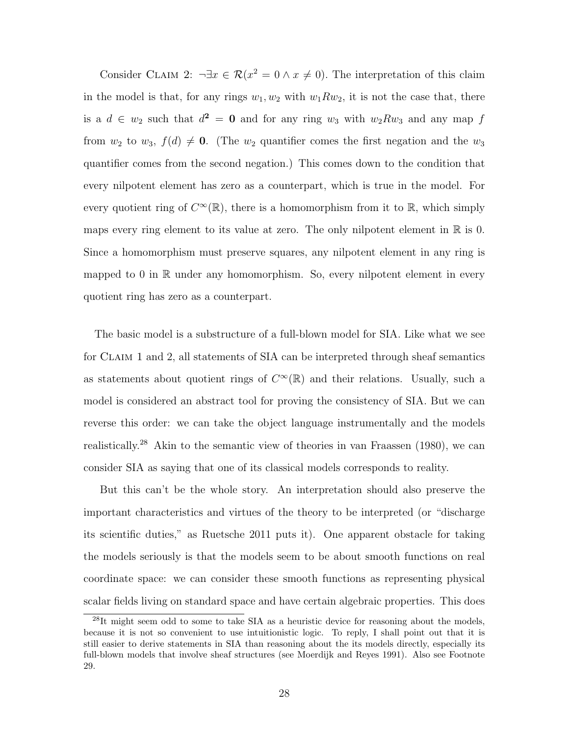Consider Claim 2: $\neg\exists x \in \mathcal{R}(x^2 = 0 \wedge x \neq 0)$. The interpretation of this claim in the model is that, for any rings $w_1, w_2$ with $w_1 R w_2$, it is not the case that, there is a $d \in w_2$ such that $d^{\mathbf{2}} = \mathbf{0}$ and for any ring $w_3$ with $w_2 R w_3$ and any map $f$ from $w_2$ to $w_3$, $f(d) \neq \mathbf{0}$. (The $w_2$ quantifier comes the first negation and the $w_3$ quantifier comes from the second negation.) This comes down to the condition that every nilpotent element has zero as a counterpart, which is true in the model. For every quotient ring of $C^\infty(\mathbb{R})$, there is a homomorphism from it to $\mathbb{R}$, which simply maps every ring element to its value at zero. The only nilpotent element in $\mathbb{R}$ is 0. Since a homomorphism must preserve squares, any nilpotent element in any ring is mapped to 0 in $\mathbb{R}$ under any homomorphism. So, every nilpotent element in every quotient ring has zero as a counterpart.

The basic model is a substructure of a full-blown model for SIA. Like what we see for Claim 1 and 2, all statements of SIA can be interpreted through sheaf semantics as statements about quotient rings of $C^\infty(\mathbb{R})$ and their relations. Usually, such a model is considered an abstract tool for proving the consistency of SIA. But we can reverse this order: we can take the object language instrumentally and the models realistically.[28] Akin to the semantic view of theories in van Fraassen (1980), we can consider SIA as saying that one of its classical models corresponds to reality.

But this can't be the whole story. An interpretation should also preserve the important characteristics and virtues of the theory to be interpreted (or "discharge its scientific duties," as Ruetsche 2011 puts it). One apparent obstacle for taking the models seriously is that the models seem to be about smooth functions on real coordinate space: we can consider these smooth functions as representing physical scalar fields living on standard space and have certain algebraic properties. This does

[28] It might seem odd to some to take SIA as a heuristic device for reasoning about the models, because it is not so convenient to use intuitionistic logic. To reply, I shall point out that it is still easier to derive statements in SIA than reasoning about the its models directly, especially its full-blown models that involve sheaf structures (see Moerdijk and Reyes 1991). Also see Footnote 29.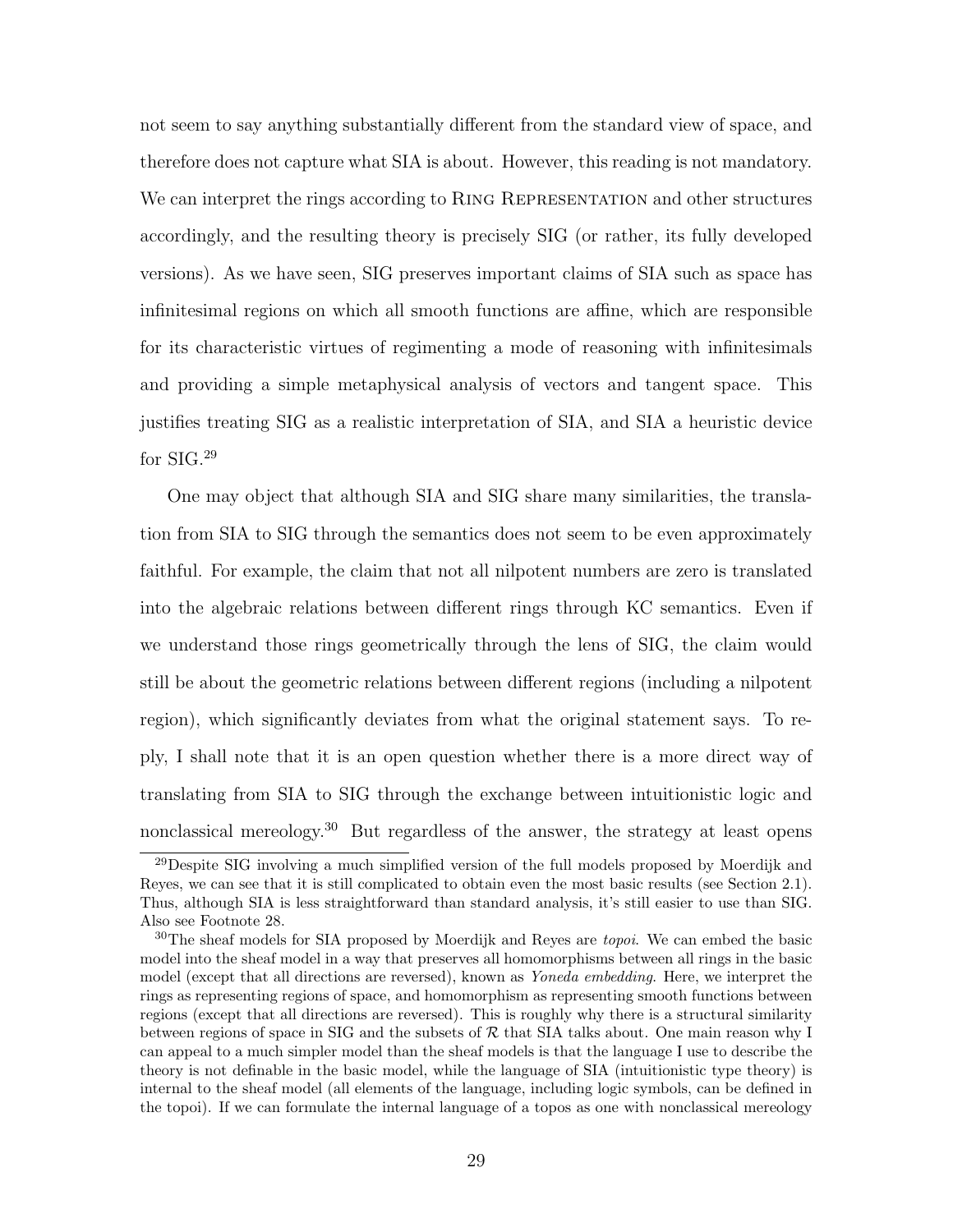not seem to say anything substantially different from the standard view of space, and therefore does not capture what SIA is about. However, this reading is not mandatory. We can interpret the rings according to RING REPRESENTATION and other structures accordingly, and the resulting theory is precisely SIG (or rather, its fully developed versions). As we have seen, SIG preserves important claims of SIA such as space has infinitesimal regions on which all smooth functions are affine, which are responsible for its characteristic virtues of regimenting a mode of reasoning with infinitesimals and providing a simple metaphysical analysis of vectors and tangent space. This justifies treating SIG as a realistic interpretation of SIA, and SIA a heuristic device for SIG.[29]

One may object that although SIA and SIG share many similarities, the translation from SIA to SIG through the semantics does not seem to be even approximately faithful. For example, the claim that not all nilpotent numbers are zero is translated into the algebraic relations between different rings through KC semantics. Even if we understand those rings geometrically through the lens of SIG, the claim would still be about the geometric relations between different regions (including a nilpotent region), which significantly deviates from what the original statement says. To reply, I shall note that it is an open question whether there is a more direct way of translating from SIA to SIG through the exchange between intuitionistic logic and nonclassical mereology.[30] But regardless of the answer, the strategy at least opens

---

[29] Despite SIG involving a much simplified version of the full models proposed by Moerdijk and Reyes, we can see that it is still complicated to obtain even the most basic results (see Section 2.1). Thus, although SIA is less straightforward than standard analysis, it's still easier to use than SIG. Also see Footnote 28.

[30] The sheaf models for SIA proposed by Moerdijk and Reyes are *topoi*. We can embed the basic model into the sheaf model in a way that preserves all homomorphisms between all rings in the basic model (except that all directions are reversed), known as *Yoneda embedding*. Here, we interpret the rings as representing regions of space, and homomorphism as representing smooth functions between regions (except that all directions are reversed). This is roughly why there is a structural similarity between regions of space in SIG and the subsets of $\mathcal{R}$ that SIA talks about. One main reason why I can appeal to a much simpler model than the sheaf models is that the language I use to describe the theory is not definable in the basic model, while the language of SIA (intuitionistic type theory) is internal to the sheaf model (all elements of the language, including logic symbols, can be defined in the topoi). If we can formulate the internal language of a topos as one with nonclassical mereology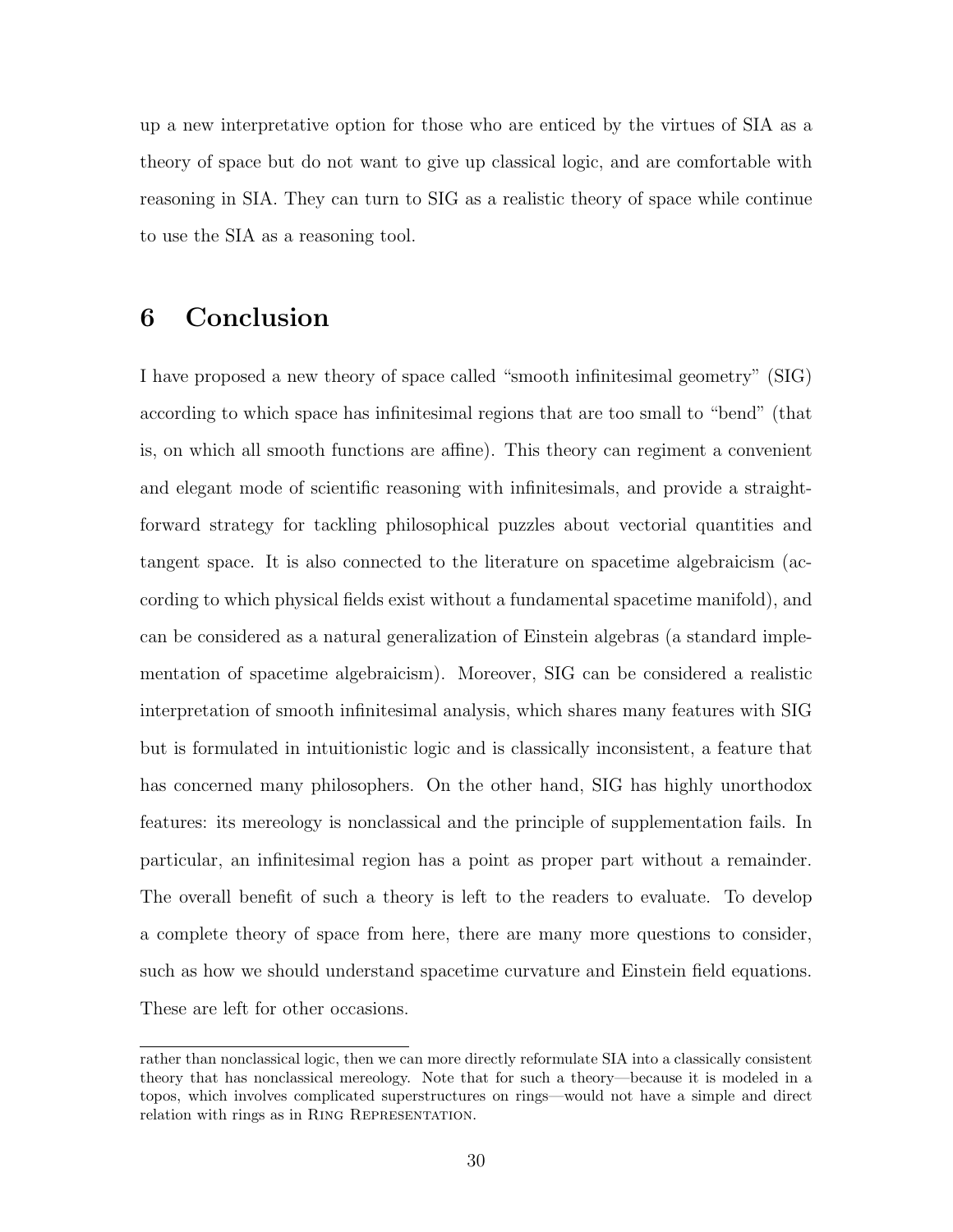up a new interpretative option for those who are enticed by the virtues of SIA as a theory of space but do not want to give up classical logic, and are comfortable with reasoning in SIA. They can turn to SIG as a realistic theory of space while continue to use the SIA as a reasoning tool.

## 6 Conclusion

I have proposed a new theory of space called "smooth infinitesimal geometry" (SIG) according to which space has infinitesimal regions that are too small to "bend" (that is, on which all smooth functions are affine). This theory can regiment a convenient and elegant mode of scientific reasoning with infinitesimals, and provide a straightforward strategy for tackling philosophical puzzles about vectorial quantities and tangent space. It is also connected to the literature on spacetime algebraicism (according to which physical fields exist without a fundamental spacetime manifold), and can be considered as a natural generalization of Einstein algebras (a standard implementation of spacetime algebraicism). Moreover, SIG can be considered a realistic interpretation of smooth infinitesimal analysis, which shares many features with SIG but is formulated in intuitionistic logic and is classically inconsistent, a feature that has concerned many philosophers. On the other hand, SIG has highly unorthodox features: its mereology is nonclassical and the principle of supplementation fails. In particular, an infinitesimal region has a point as proper part without a remainder. The overall benefit of such a theory is left to the readers to evaluate. To develop a complete theory of space from here, there are many more questions to consider, such as how we should understand spacetime curvature and Einstein field equations. These are left for other occasions.

rather than nonclassical logic, then we can more directly reformulate SIA into a classically consistent theory that has nonclassical mereology. Note that for such a theory—because it is modeled in a topos, which involves complicated superstructures on rings—would not have a simple and direct relation with rings as in Ring Representation.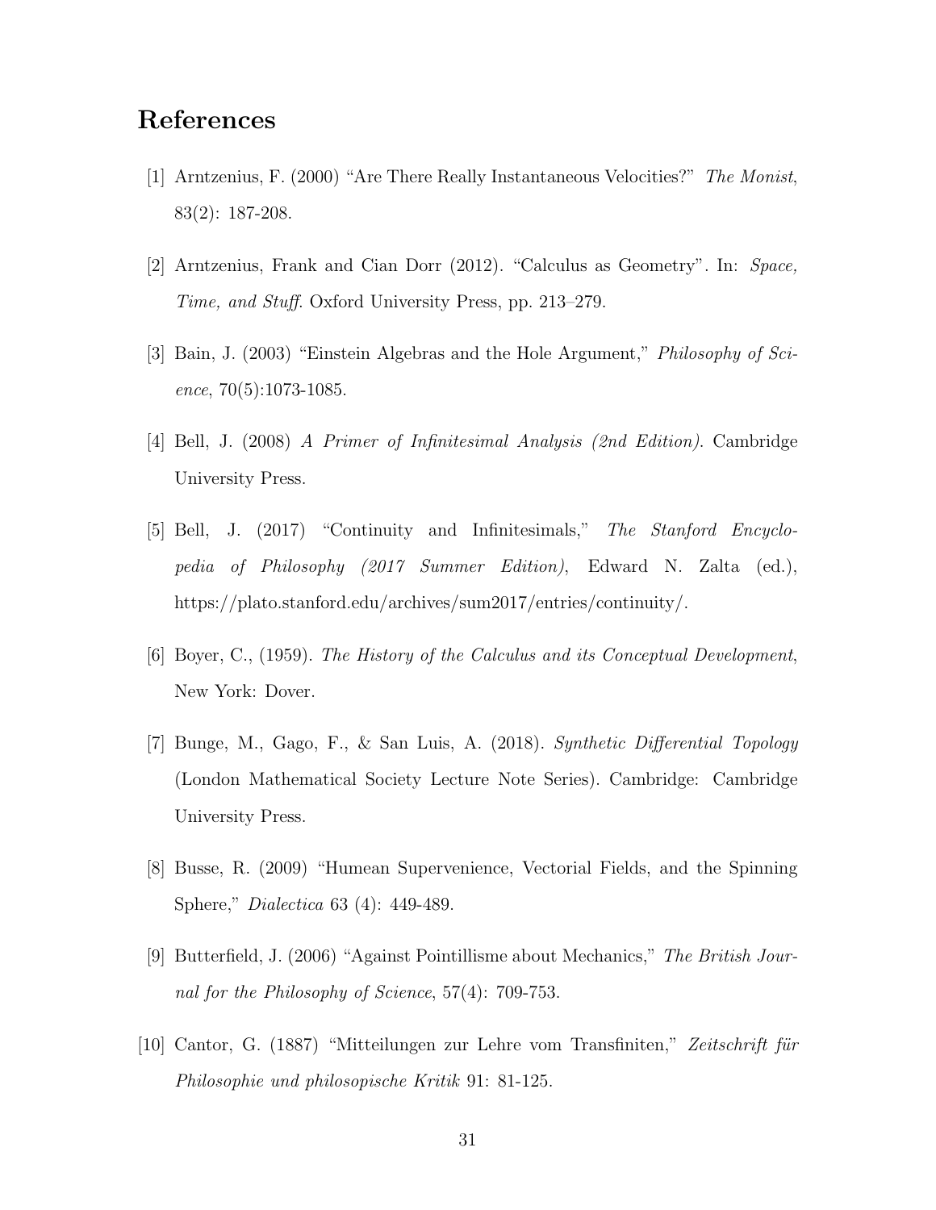# References

[1] Arntzenius, F. (2000) "Are There Really Instantaneous Velocities?" *The Monist*, 83(2): 187-208.

[2] Arntzenius, Frank and Cian Dorr (2012). "Calculus as Geometry". In: *Space, Time, and Stuff*. Oxford University Press, pp. 213–279.

[3] Bain, J. (2003) "Einstein Algebras and the Hole Argument," *Philosophy of Science*, 70(5):1073-1085.

[4] Bell, J. (2008) *A Primer of Infinitesimal Analysis (2nd Edition)*. Cambridge University Press.

[5] Bell, J. (2017) "Continuity and Infinitesimals," *The Stanford Encyclopedia of Philosophy (2017 Summer Edition)*, Edward N. Zalta (ed.), https://plato.stanford.edu/archives/sum2017/entries/continuity/.

[6] Boyer, C., (1959). *The History of the Calculus and its Conceptual Development*, New York: Dover.

[7] Bunge, M., Gago, F., & San Luis, A. (2018). *Synthetic Differential Topology* (London Mathematical Society Lecture Note Series). Cambridge: Cambridge University Press.

[8] Busse, R. (2009) "Humean Supervenience, Vectorial Fields, and the Spinning Sphere," *Dialectica* 63 (4): 449-489.

[9] Butterfield, J. (2006) "Against Pointillisme about Mechanics," *The British Journal for the Philosophy of Science*, 57(4): 709-753.

[10] Cantor, G. (1887) "Mitteilungen zur Lehre vom Transfiniten," *Zeitschrift für Philosophie und philosopische Kritik* 91: 81-125.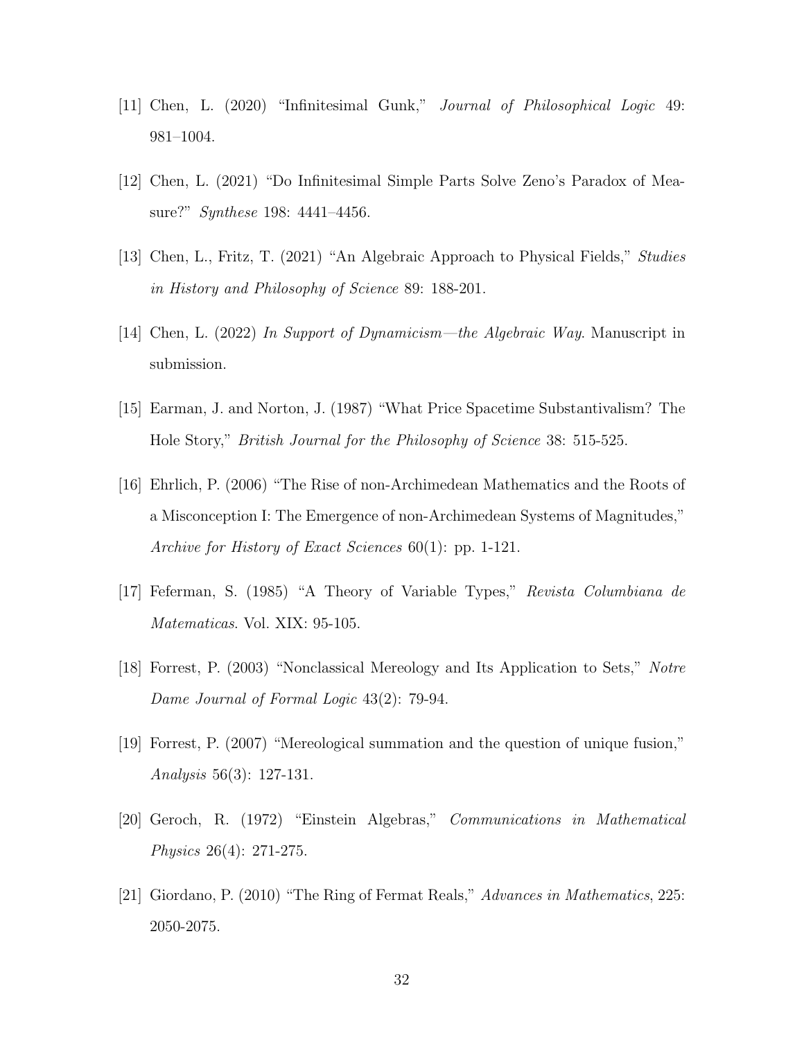[11] Chen, L. (2020) "Infinitesimal Gunk," *Journal of Philosophical Logic* 49: 981–1004.

[12] Chen, L. (2021) "Do Infinitesimal Simple Parts Solve Zeno's Paradox of Measure?" *Synthese* 198: 4441–4456.

[13] Chen, L., Fritz, T. (2021) "An Algebraic Approach to Physical Fields," *Studies in History and Philosophy of Science* 89: 188-201.

[14] Chen, L. (2022) *In Support of Dynamicism—the Algebraic Way*. Manuscript in submission.

[15] Earman, J. and Norton, J. (1987) "What Price Spacetime Substantivalism? The Hole Story," *British Journal for the Philosophy of Science* 38: 515-525.

[16] Ehrlich, P. (2006) "The Rise of non-Archimedean Mathematics and the Roots of a Misconception I: The Emergence of non-Archimedean Systems of Magnitudes," *Archive for History of Exact Sciences* 60(1): pp. 1-121.

[17] Feferman, S. (1985) "A Theory of Variable Types," *Revista Columbiana de Matematicas*. Vol. XIX: 95-105.

[18] Forrest, P. (2003) "Nonclassical Mereology and Its Application to Sets," *Notre Dame Journal of Formal Logic* 43(2): 79-94.

[19] Forrest, P. (2007) "Mereological summation and the question of unique fusion," *Analysis* 56(3): 127-131.

[20] Geroch, R. (1972) "Einstein Algebras," *Communications in Mathematical Physics* 26(4): 271-275.

[21] Giordano, P. (2010) "The Ring of Fermat Reals," *Advances in Mathematics*, 225: 2050-2075.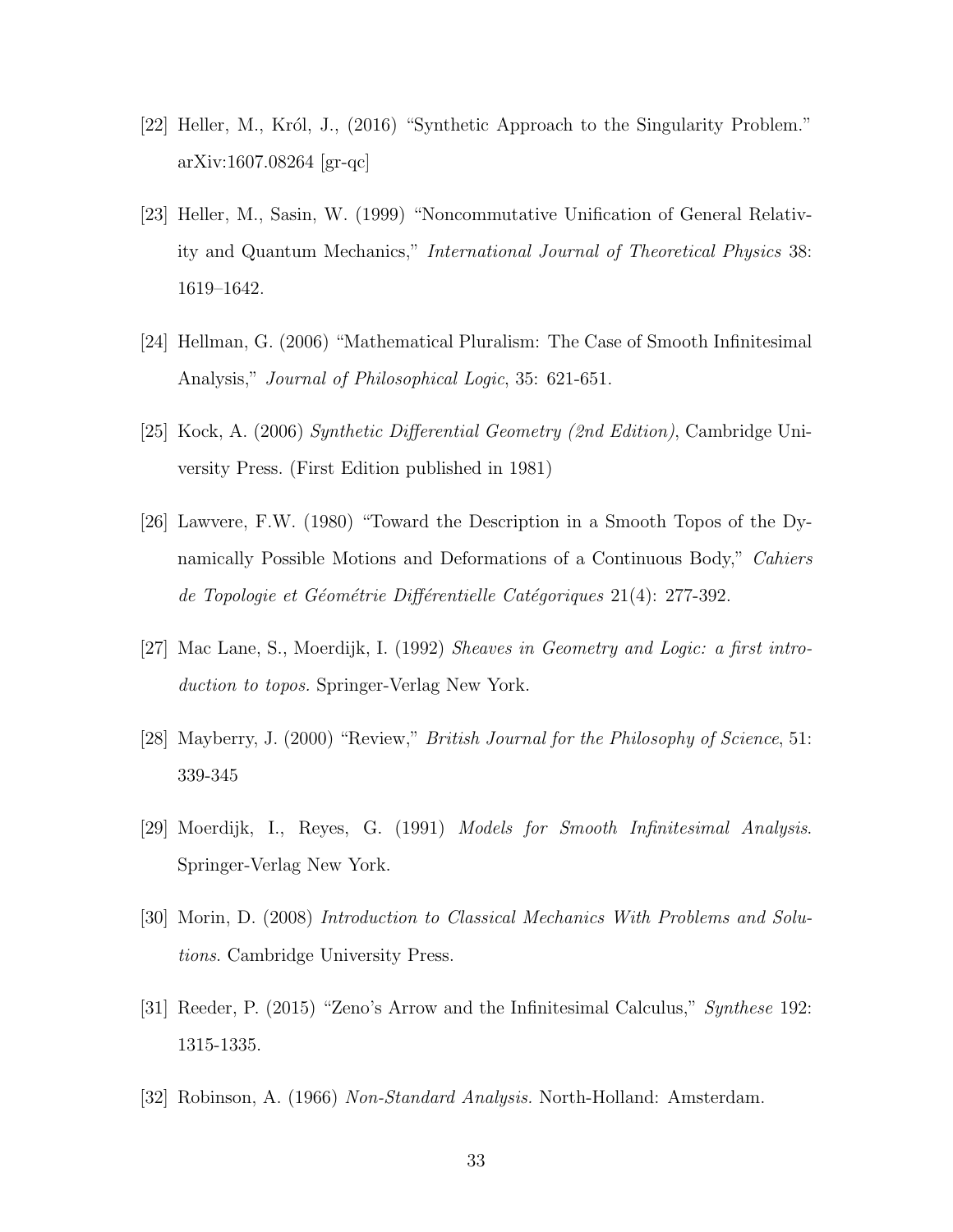[22] Heller, M., Król, J., (2016) "Synthetic Approach to the Singularity Problem." arXiv:1607.08264 [gr-qc]

[23] Heller, M., Sasin, W. (1999) "Noncommutative Unification of General Relativity and Quantum Mechanics," *International Journal of Theoretical Physics* 38: 1619–1642.

[24] Hellman, G. (2006) "Mathematical Pluralism: The Case of Smooth Infinitesimal Analysis," *Journal of Philosophical Logic*, 35: 621-651.

[25] Kock, A. (2006) *Synthetic Differential Geometry (2nd Edition)*, Cambridge University Press. (First Edition published in 1981)

[26] Lawvere, F.W. (1980) "Toward the Description in a Smooth Topos of the Dynamically Possible Motions and Deformations of a Continuous Body," *Cahiers de Topologie et Géométrie Différentielle Catégoriques* 21(4): 277-392.

[27] Mac Lane, S., Moerdijk, I. (1992) *Sheaves in Geometry and Logic: a first introduction to topos.* Springer-Verlag New York.

[28] Mayberry, J. (2000) "Review," *British Journal for the Philosophy of Science*, 51: 339-345

[29] Moerdijk, I., Reyes, G. (1991) *Models for Smooth Infinitesimal Analysis*. Springer-Verlag New York.

[30] Morin, D. (2008) *Introduction to Classical Mechanics With Problems and Solutions*. Cambridge University Press.

[31] Reeder, P. (2015) "Zeno's Arrow and the Infinitesimal Calculus," *Synthese* 192: 1315-1335.

[32] Robinson, A. (1966) *Non-Standard Analysis.* North-Holland: Amsterdam.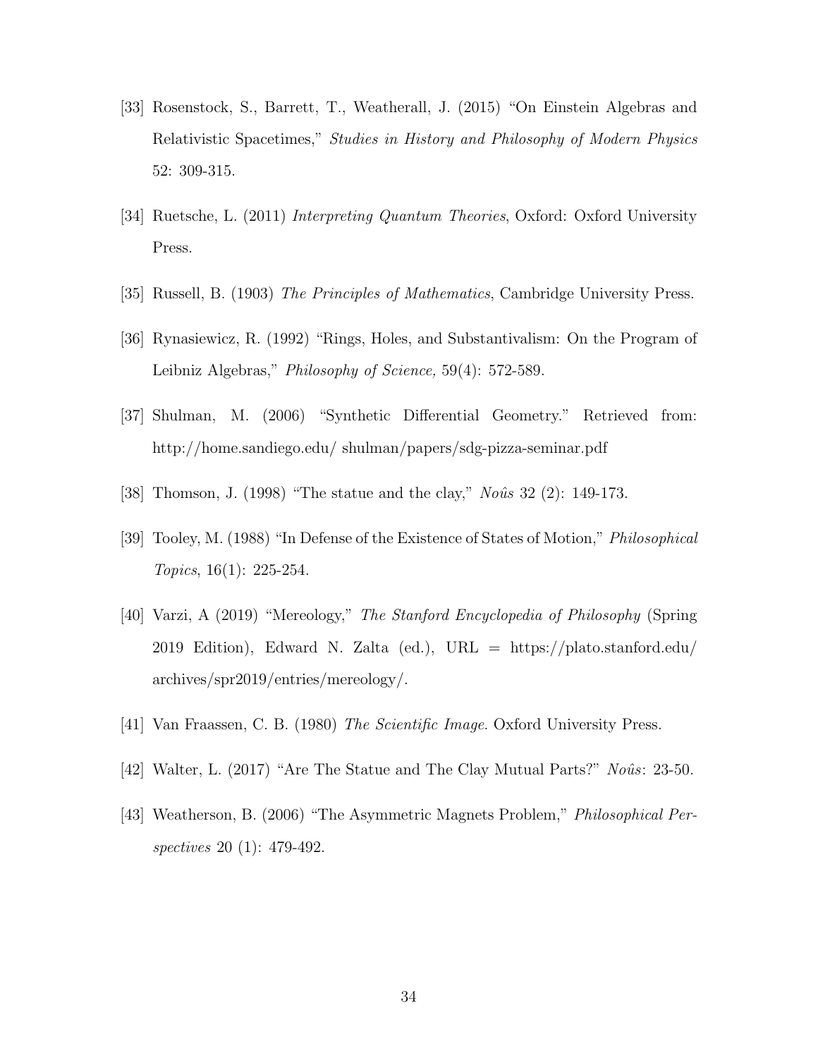[33] Rosenstock, S., Barrett, T., Weatherall, J. (2015) "On Einstein Algebras and Relativistic Spacetimes," *Studies in History and Philosophy of Modern Physics* 52: 309-315.

[34] Ruetsche, L. (2011) *Interpreting Quantum Theories*, Oxford: Oxford University Press.

[35] Russell, B. (1903) *The Principles of Mathematics*, Cambridge University Press.

[36] Rynasiewicz, R. (1992) "Rings, Holes, and Substantivalism: On the Program of Leibniz Algebras," *Philosophy of Science,* 59(4): 572-589.

[37] Shulman, M. (2006) "Synthetic Differential Geometry." Retrieved from: http://home.sandiego.edu/ shulman/papers/sdg-pizza-seminar.pdf

[38] Thomson, J. (1998) "The statue and the clay," *Noûs* 32 (2): 149-173.

[39] Tooley, M. (1988) "In Defense of the Existence of States of Motion," *Philosophical Topics*, 16(1): 225-254.

[40] Varzi, A (2019) "Mereology," *The Stanford Encyclopedia of Philosophy* (Spring 2019 Edition), Edward N. Zalta (ed.), URL = https://plato.stanford.edu/ archives/spr2019/entries/mereology/.

[41] Van Fraassen, C. B. (1980) *The Scientific Image*. Oxford University Press.

[42] Walter, L. (2017) "Are The Statue and The Clay Mutual Parts?" *Noûs*: 23-50.

[43] Weatherson, B. (2006) "The Asymmetric Magnets Problem," *Philosophical Perspectives* 20 (1): 479-492.